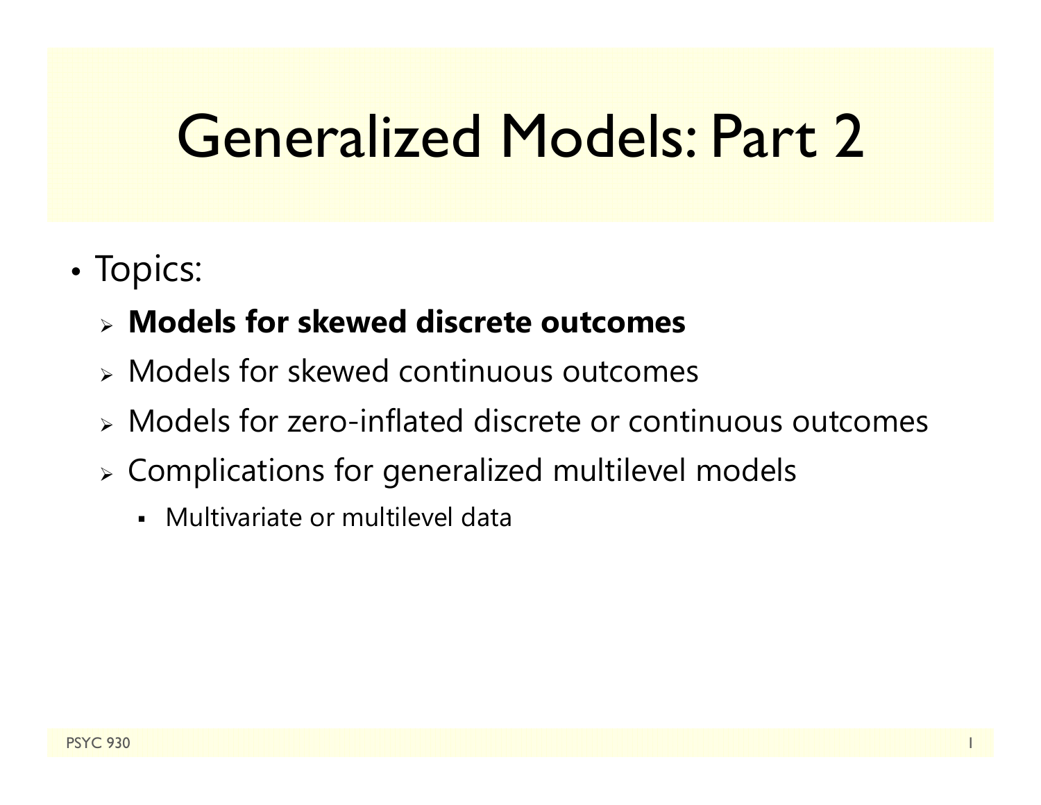# Generalized Models: Part 2

- Topics:
  - **Models for skewed discrete outcomes**
  - Models for skewed continuous outcomes
  - Models for zero-inflated discrete or continuous outcomes
  - Complications for generalized multilevel models
    - Multivariate or multilevel data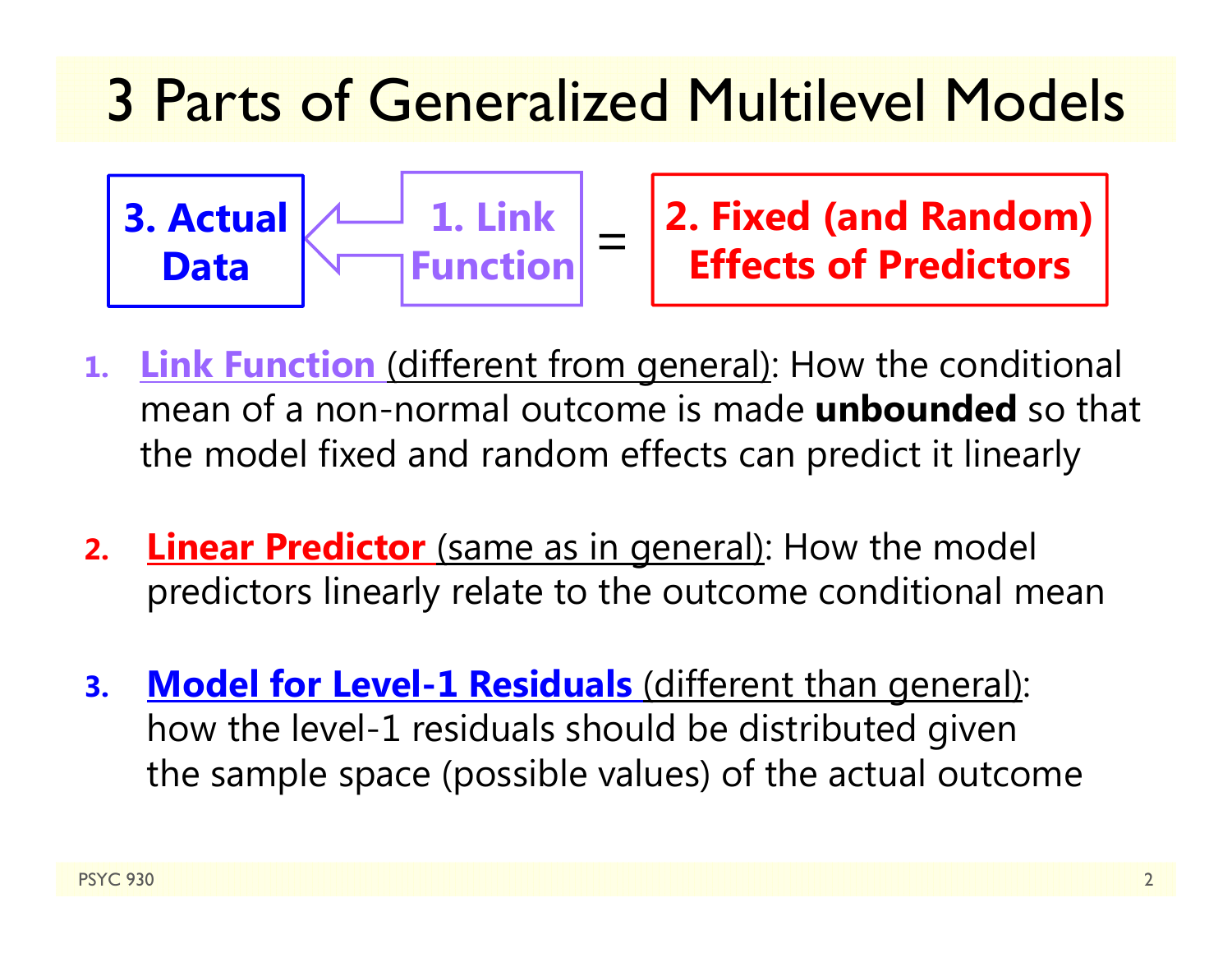# 3 Parts of Generalized Multilevel Models

**3. Actual Data** ⟸ **1. Link Function** = **2. Fixed (and Random) Effects of Predictors**

1. **Link Function** (different from general): How the conditional mean of a non-normal outcome is made **unbounded** so that the model fixed and random effects can predict it linearly

2. **Linear Predictor** (same as in general): How the model predictors linearly relate to the outcome conditional mean

3. **Model for Level-1 Residuals** (different than general): how the level-1 residuals should be distributed given the sample space (possible values) of the actual outcome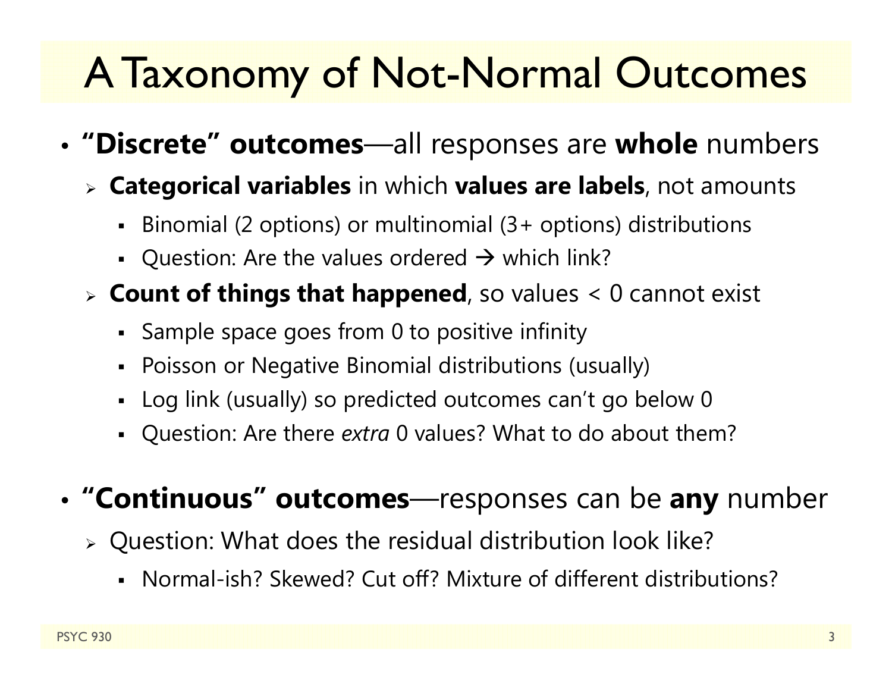# A Taxonomy of Not-Normal Outcomes

- **"Discrete" outcomes**—all responses are **whole** numbers
  - **Categorical variables** in which **values are labels**, not amounts
    - Binomial (2 options) or multinomial (3+ options) distributions
    - Question: Are the values ordered → which link?
  - **Count of things that happened**, so values < 0 cannot exist
    - Sample space goes from 0 to positive infinity
    - Poisson or Negative Binomial distributions (usually)
    - Log link (usually) so predicted outcomes can't go below 0
    - Question: Are there *extra* 0 values? What to do about them?

- **"Continuous" outcomes**—responses can be **any** number
  - Question: What does the residual distribution look like?
    - Normal-ish? Skewed? Cut off? Mixture of different distributions?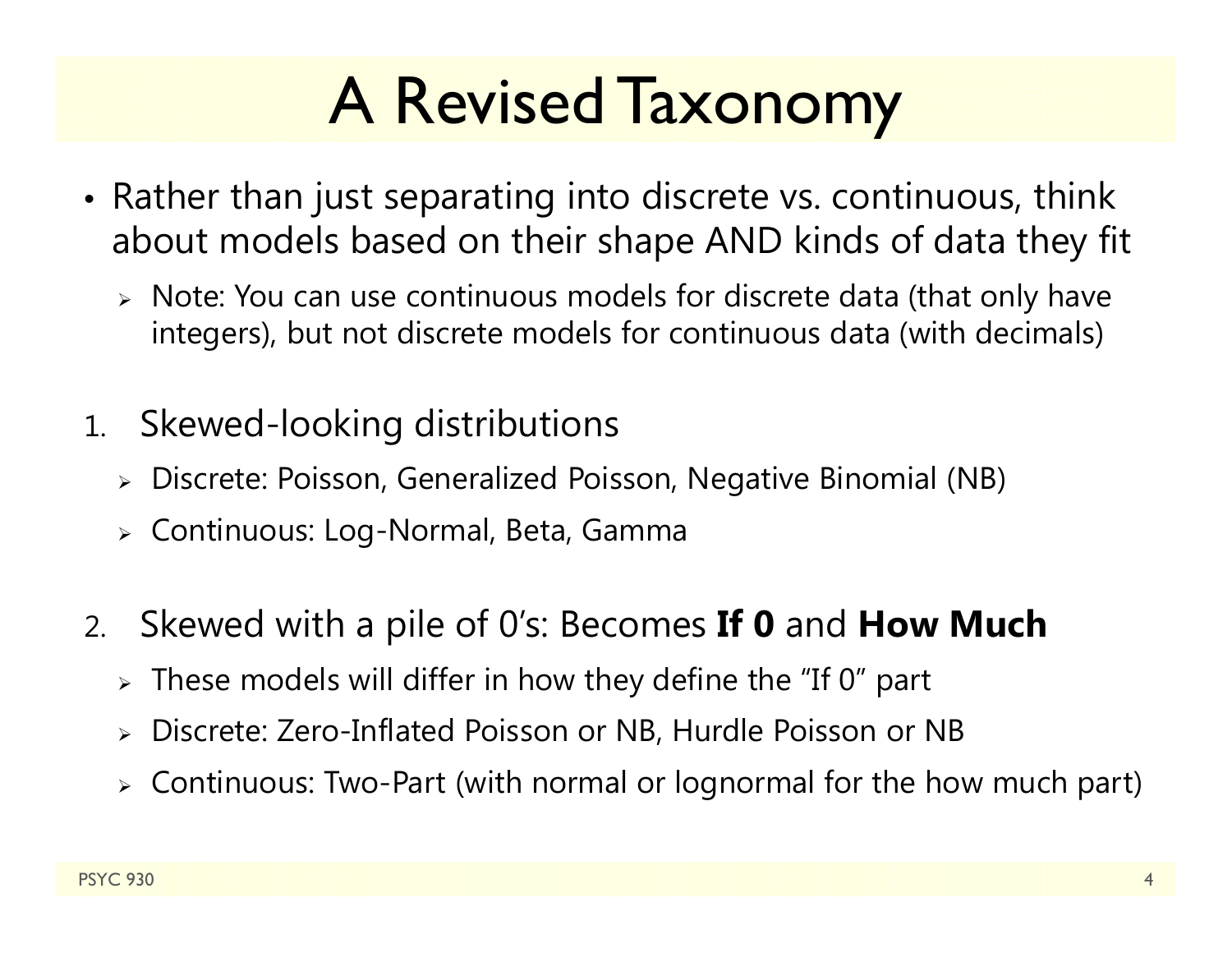# A Revised Taxonomy

- Rather than just separating into discrete vs. continuous, think about models based on their shape AND kinds of data they fit
  - Note: You can use continuous models for discrete data (that only have integers), but not discrete models for continuous data (with decimals)

1. Skewed-looking distributions
   - Discrete: Poisson, Generalized Poisson, Negative Binomial (NB)
   - Continuous: Log-Normal, Beta, Gamma

2. Skewed with a pile of 0's: Becomes **If 0** and **How Much**
   - These models will differ in how they define the "If 0" part
   - Discrete: Zero-Inflated Poisson or NB, Hurdle Poisson or NB
   - Continuous: Two-Part (with normal or lognormal for the how much part)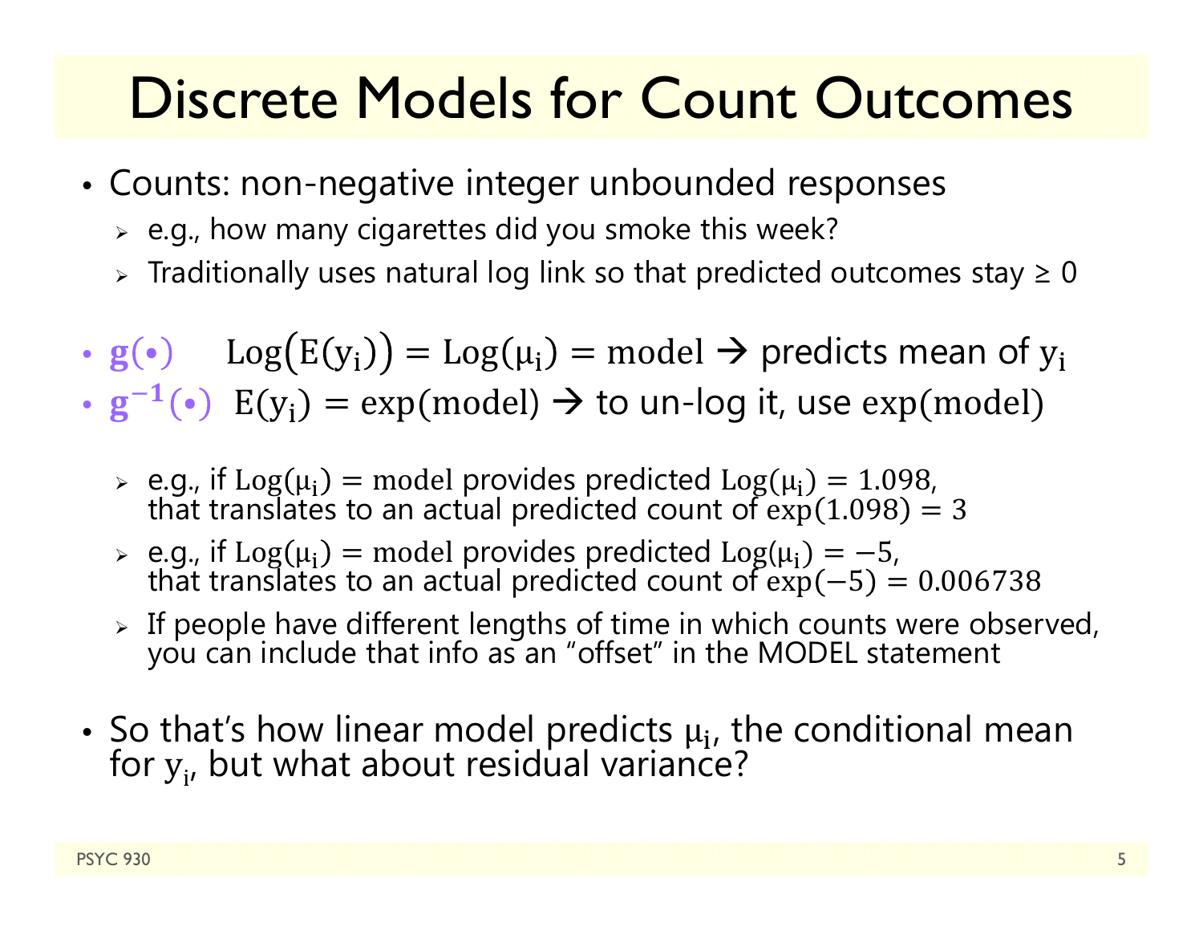# Discrete Models for Count Outcomes

- Counts: non-negative integer unbounded responses
  - e.g., how many cigarettes did you smoke this week?
  - Traditionally uses natural log link so that predicted outcomes stay ≥ 0

- $\mathbf{g(\bullet)}$ $\quad \mathrm{Log}\big(\mathrm{E}(\mathrm{y_i})\big) = \mathrm{Log}(\mu_\mathrm{i}) = \mathrm{model}$ → predicts mean of $\mathrm{y_i}$
- $\mathbf{g^{-1}(\bullet)}$ $\quad \mathrm{E}(\mathrm{y_i}) = \exp(\mathrm{model})$ → to un-log it, use $\exp(\mathrm{model})$

  - e.g., if $\mathrm{Log}(\mu_\mathrm{i}) = \mathrm{model}$ provides predicted $\mathrm{Log}(\mu_\mathrm{i}) = 1.098$, that translates to an actual predicted count of $\exp(1.098) = 3$
  - e.g., if $\mathrm{Log}(\mu_\mathrm{i}) = \mathrm{model}$ provides predicted $\mathrm{Log}(\mu_\mathrm{i}) = -5$, that translates to an actual predicted count of $\exp(-5) = 0.006738$
  - If people have different lengths of time in which counts were observed, you can include that info as an “offset” in the MODEL statement

- So that’s how linear model predicts $\mu_\mathrm{i}$, the conditional mean for $\mathrm{y_i}$, but what about residual variance?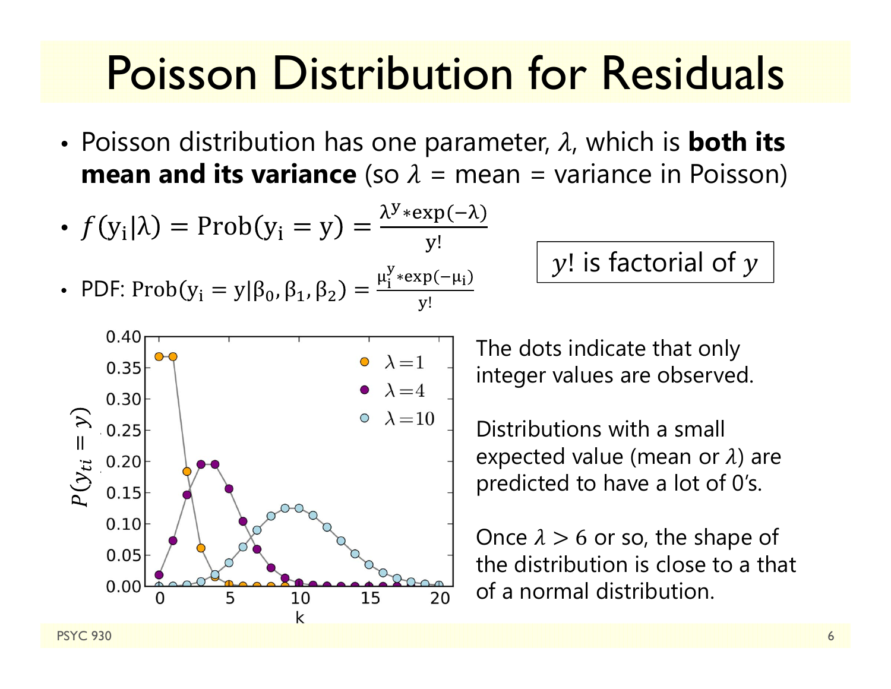# Poisson Distribution for Residuals

- Poisson distribution has one parameter, $\lambda$, which is **both its mean and its variance** (so $\lambda$ = mean = variance in Poisson)
- $f(y_i|\lambda) = \text{Prob}(y_i = y) = \frac{\lambda^y * \exp(-\lambda)}{y!}$
- PDF: $\text{Prob}(y_i = y|\beta_0, \beta_1, \beta_2) = \frac{\mu_i^y * \exp(-\mu_i)}{y!}$

$y!$ is factorial of $y$

The dots indicate that only integer values are observed.

Distributions with a small expected value (mean or $\lambda$) are predicted to have a lot of 0's.

Once $\lambda > 6$ or so, the shape of the distribution is close to a that of a normal distribution.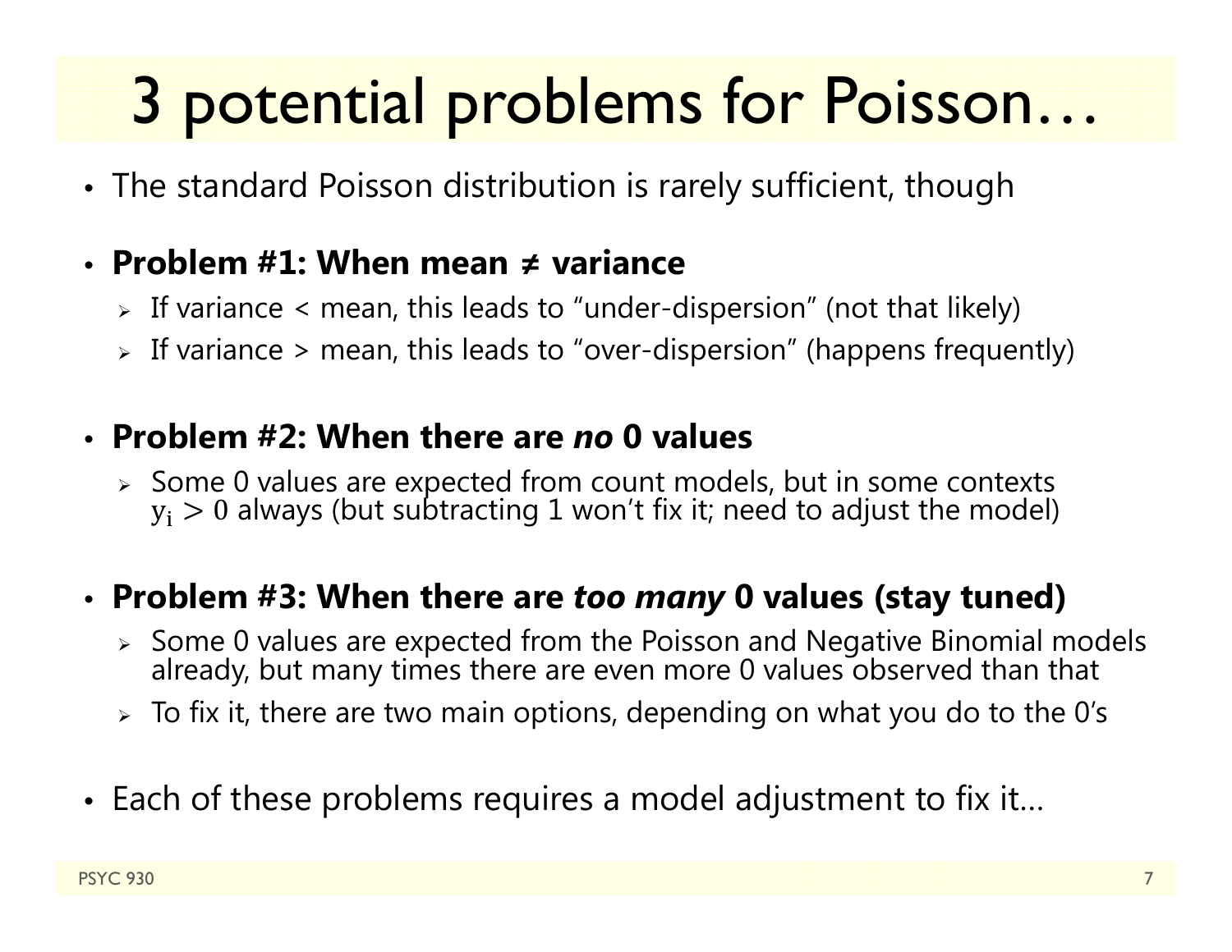# 3 potential problems for Poisson…

- The standard Poisson distribution is rarely sufficient, though

- **Problem #1: When mean ≠ variance**
  - If variance < mean, this leads to "under-dispersion" (not that likely)
  - If variance > mean, this leads to "over-dispersion" (happens frequently)

- **Problem #2: When there are *no* 0 values**
  - Some 0 values are expected from count models, but in some contexts $y_i > 0$ always (but subtracting 1 won't fix it; need to adjust the model)

- **Problem #3: When there are *too many* 0 values (stay tuned)**
  - Some 0 values are expected from the Poisson and Negative Binomial models already, but many times there are even more 0 values observed than that
  - To fix it, there are two main options, depending on what you do to the 0's

- Each of these problems requires a model adjustment to fix it…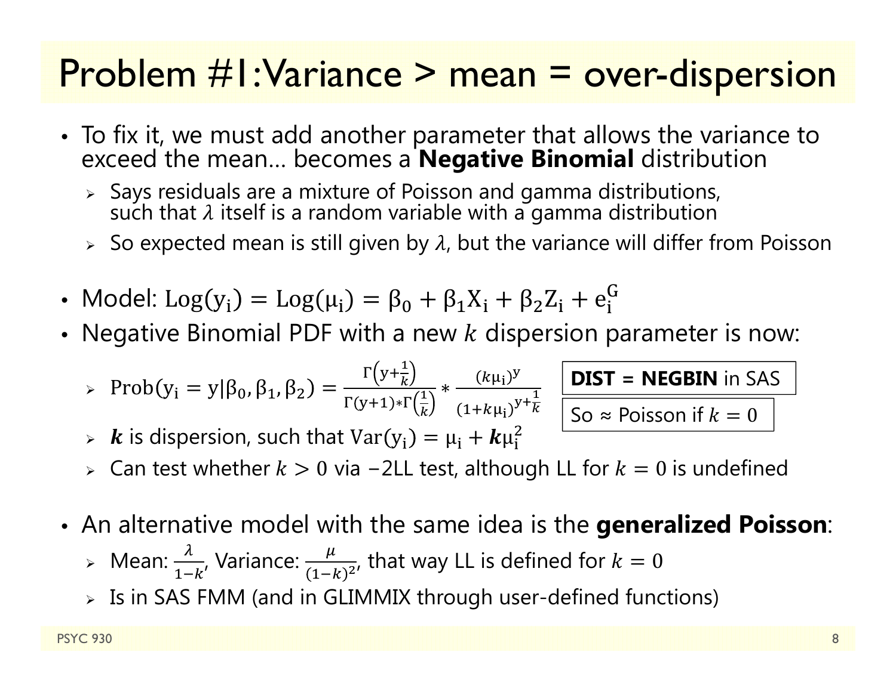# Problem #1: Variance > mean = over-dispersion

- To fix it, we must add another parameter that allows the variance to exceed the mean… becomes a **Negative Binomial** distribution
  - Says residuals are a mixture of Poisson and gamma distributions, such that $\lambda$ itself is a random variable with a gamma distribution
  - So expected mean is still given by $\lambda$, but the variance will differ from Poisson

- Model: $\text{Log}(y_i) = \text{Log}(\mu_i) = \beta_0 + \beta_1 X_i + \beta_2 Z_i + e_i^G$
- Negative Binomial PDF with a new $k$ dispersion parameter is now:
  - $\text{Prob}(y_i = y | \beta_0, \beta_1, \beta_2) = \frac{\Gamma\left(y + \frac{1}{k}\right)}{\Gamma(y+1) * \Gamma\left(\frac{1}{k}\right)} * \frac{(k\mu_i)^y}{(1 + k\mu_i)^{y + \frac{1}{k}}}$

    **DIST = NEGBIN** in SAS

    So ≈ Poisson if $k = 0$
  - $\boldsymbol{k}$ is dispersion, such that $\text{Var}(y_i) = \mu_i + \boldsymbol{k}\mu_i^2$
  - Can test whether $k > 0$ via $-2\text{LL}$ test, although LL for $k = 0$ is undefined

- An alternative model with the same idea is the **generalized Poisson**:
  - Mean: $\frac{\lambda}{1-k}$, Variance: $\frac{\mu}{(1-k)^2}$, that way LL is defined for $k = 0$
  - Is in SAS FMM (and in GLIMMIX through user-defined functions)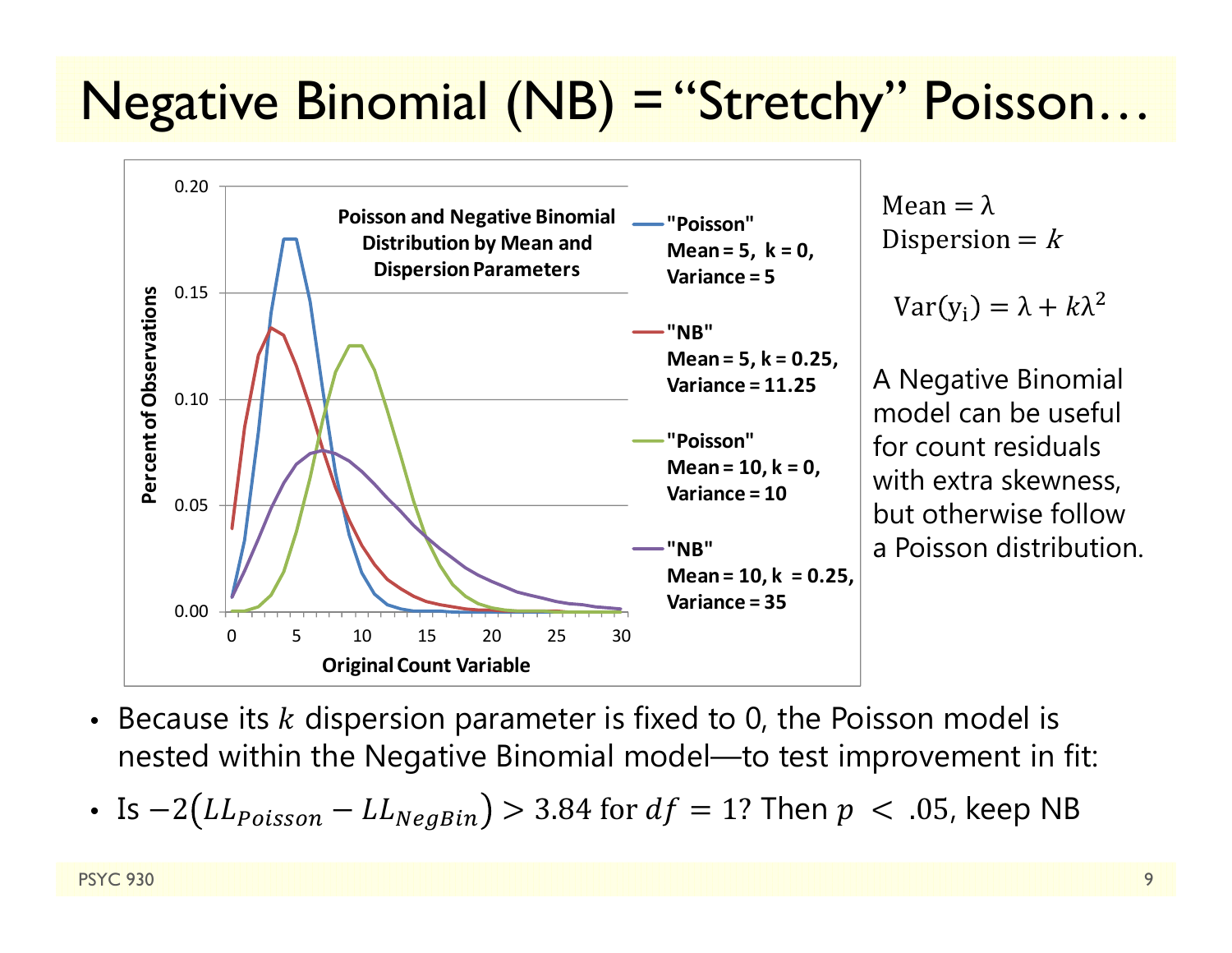# Negative Binomial (NB) = "Stretchy" Poisson…

Poisson and Negative Binomial Distribution by Mean and Dispersion Parameters

- "Poisson" Mean = 5, k = 0, Variance = 5
- "NB" Mean = 5, k = 0.25, Variance = 11.25
- "Poisson" Mean = 10, k = 0, Variance = 10
- "NB" Mean = 10, k = 0.25, Variance = 35

Mean = $\lambda$
Dispersion = $k$

$$\text{Var}(y_i) = \lambda + k\lambda^2$$

A Negative Binomial model can be useful for count residuals with extra skewness, but otherwise follow a Poisson distribution.

- Because its $k$ dispersion parameter is fixed to 0, the Poisson model is nested within the Negative Binomial model—to test improvement in fit:
- Is $-2(LL_{Poisson} - LL_{NegBin}) > 3.84$ for $df = 1$? Then $p < .05$, keep NB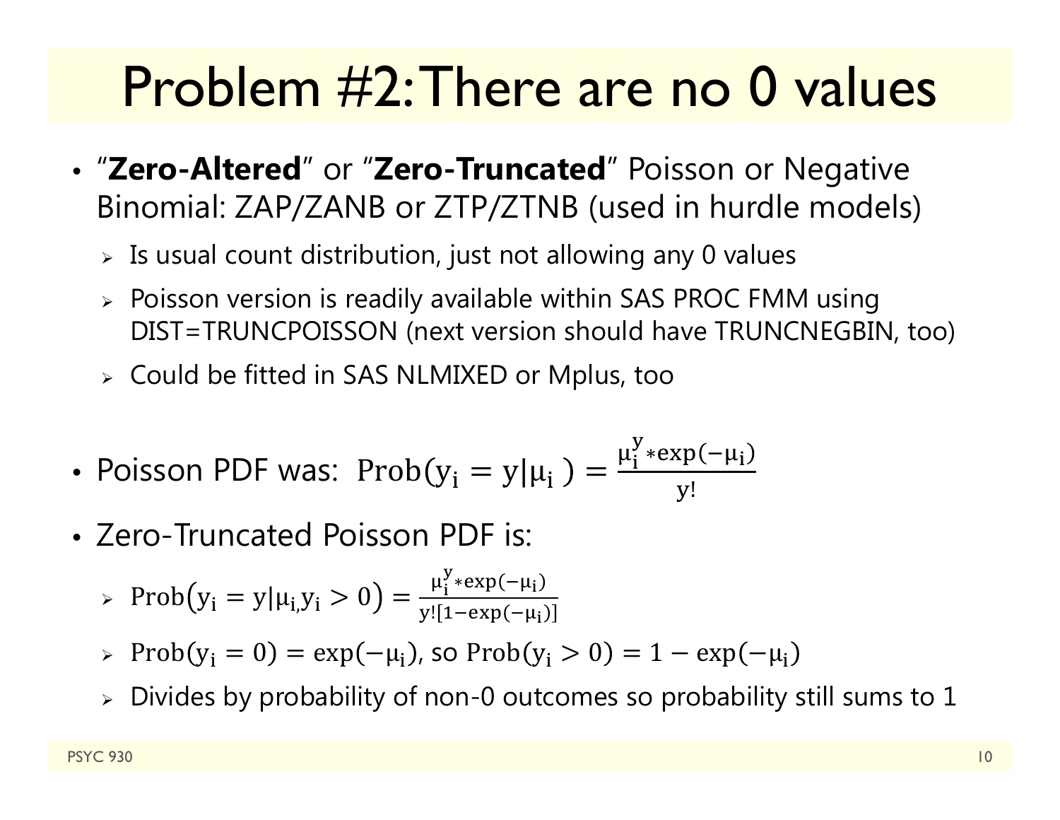# Problem #2: There are no 0 values

- "**Zero-Altered**" or "**Zero-Truncated**" Poisson or Negative Binomial: ZAP/ZANB or ZTP/ZTNB (used in hurdle models)
  - Is usual count distribution, just not allowing any 0 values
  - Poisson version is readily available within SAS PROC FMM using DIST=TRUNCPOISSON (next version should have TRUNCNEGBIN, too)
  - Could be fitted in SAS NLMIXED or Mplus, too

- Poisson PDF was: $\text{Prob}(y_i = y|\mu_i) = \frac{\mu_i^y * \exp(-\mu_i)}{y!}$

- Zero-Truncated Poisson PDF is:
  - $\text{Prob}(y_i = y|\mu_i, y_i > 0) = \frac{\mu_i^y * \exp(-\mu_i)}{y![1 - \exp(-\mu_i)]}$
  - $\text{Prob}(y_i = 0) = \exp(-\mu_i)$, so $\text{Prob}(y_i > 0) = 1 - \exp(-\mu_i)$
  - Divides by probability of non-0 outcomes so probability still sums to 1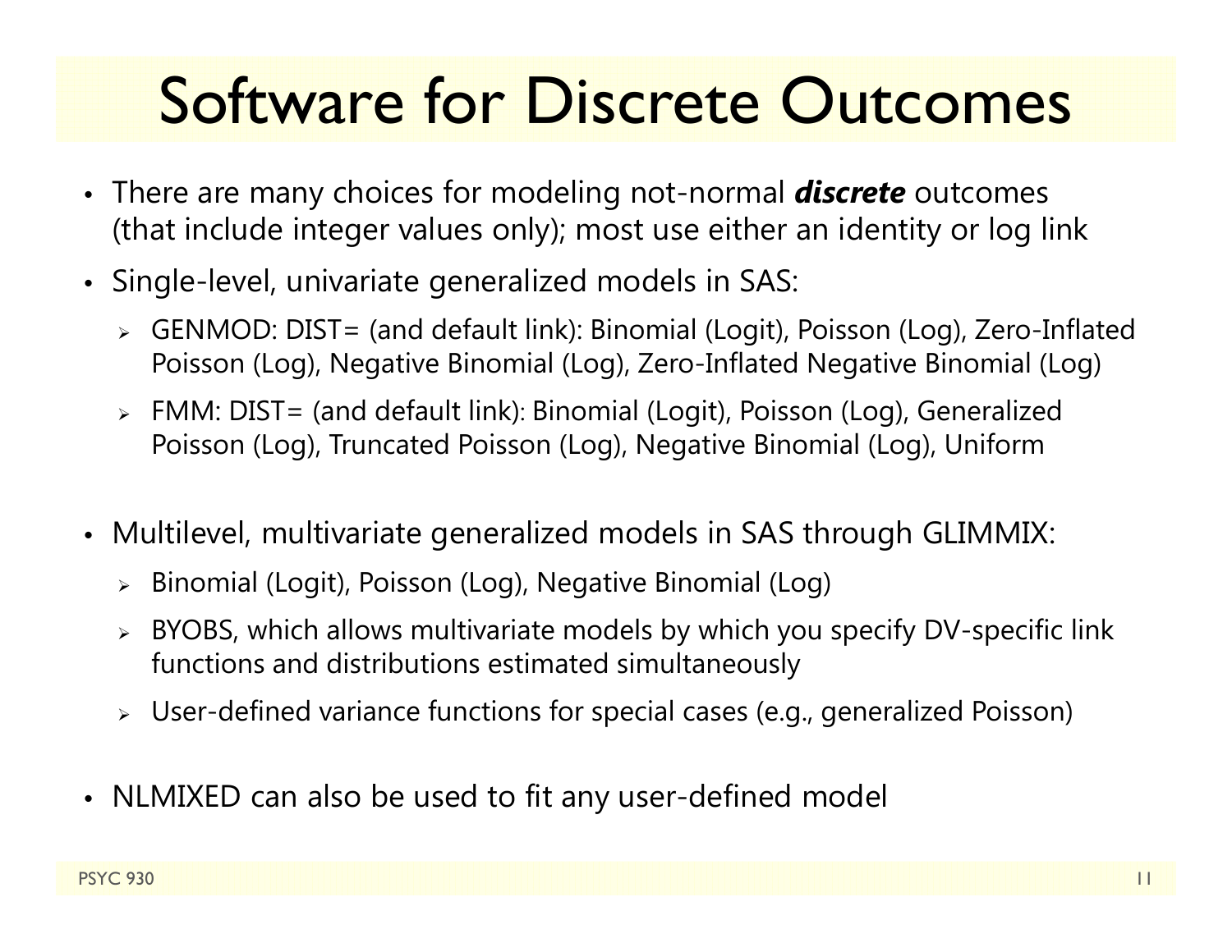# Software for Discrete Outcomes

- There are many choices for modeling not-normal ***discrete*** outcomes (that include integer values only); most use either an identity or log link
- Single-level, univariate generalized models in SAS:
  - GENMOD: DIST= (and default link): Binomial (Logit), Poisson (Log), Zero-Inflated Poisson (Log), Negative Binomial (Log), Zero-Inflated Negative Binomial (Log)
  - FMM: DIST= (and default link): Binomial (Logit), Poisson (Log), Generalized Poisson (Log), Truncated Poisson (Log), Negative Binomial (Log), Uniform
- Multilevel, multivariate generalized models in SAS through GLIMMIX:
  - Binomial (Logit), Poisson (Log), Negative Binomial (Log)
  - BYOBS, which allows multivariate models by which you specify DV-specific link functions and distributions estimated simultaneously
  - User-defined variance functions for special cases (e.g., generalized Poisson)
- NLMIXED can also be used to fit any user-defined model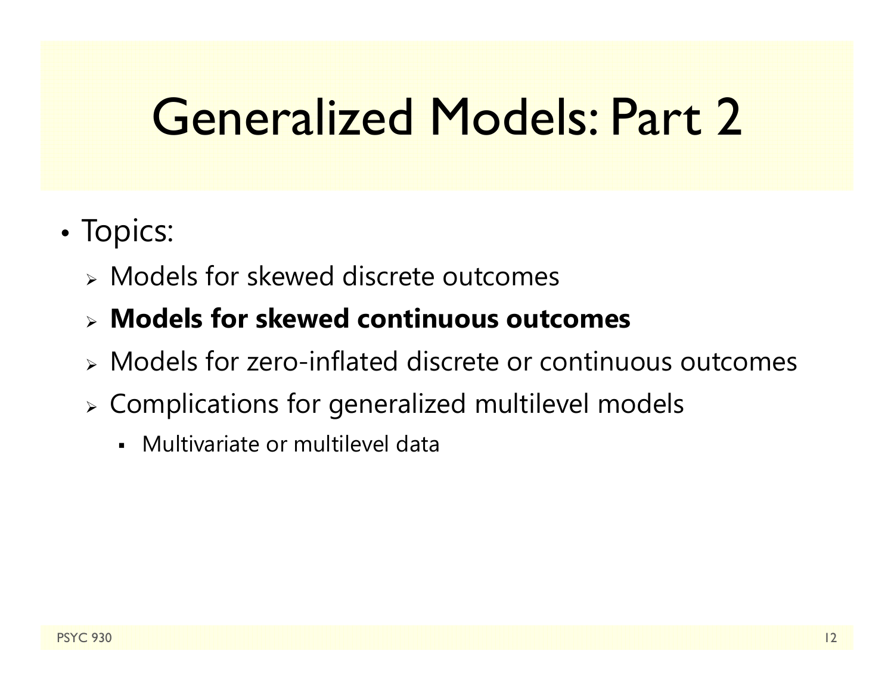# Generalized Models: Part 2

- Topics:
  - Models for skewed discrete outcomes
  - **Models for skewed continuous outcomes**
  - Models for zero-inflated discrete or continuous outcomes
  - Complications for generalized multilevel models
    - Multivariate or multilevel data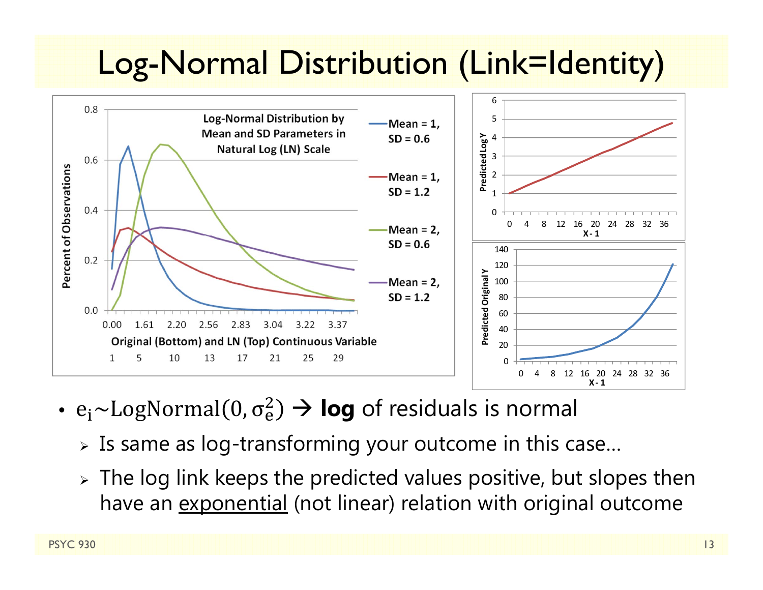# Log-Normal Distribution (Link=Identity)

- $e_i \sim \text{LogNormal}(0, \sigma_e^2)$ → **log** of residuals is normal
  - Is same as log-transforming your outcome in this case…
  - The log link keeps the predicted values positive, but slopes then have an <u>exponential</u> (not linear) relation with original outcome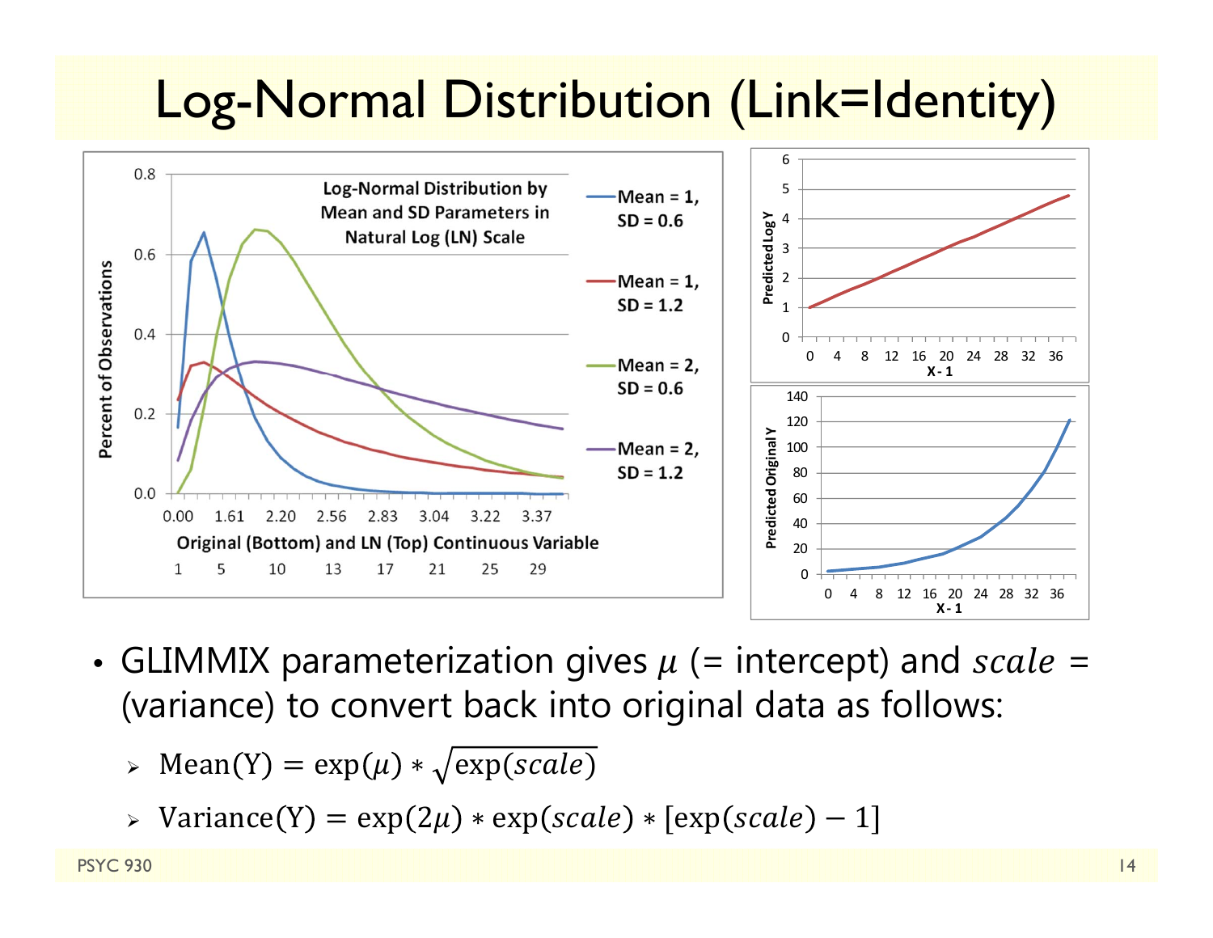# Log-Normal Distribution (Link=Identity)

- GLIMMIX parameterization gives $\mu$ (= intercept) and $scale$ = (variance) to convert back into original data as follows:
  - $\text{Mean(Y)} = \exp(\mu) * \sqrt{\exp(scale)}$
  - $\text{Variance(Y)} = \exp(2\mu) * \exp(scale) * [\exp(scale) - 1]$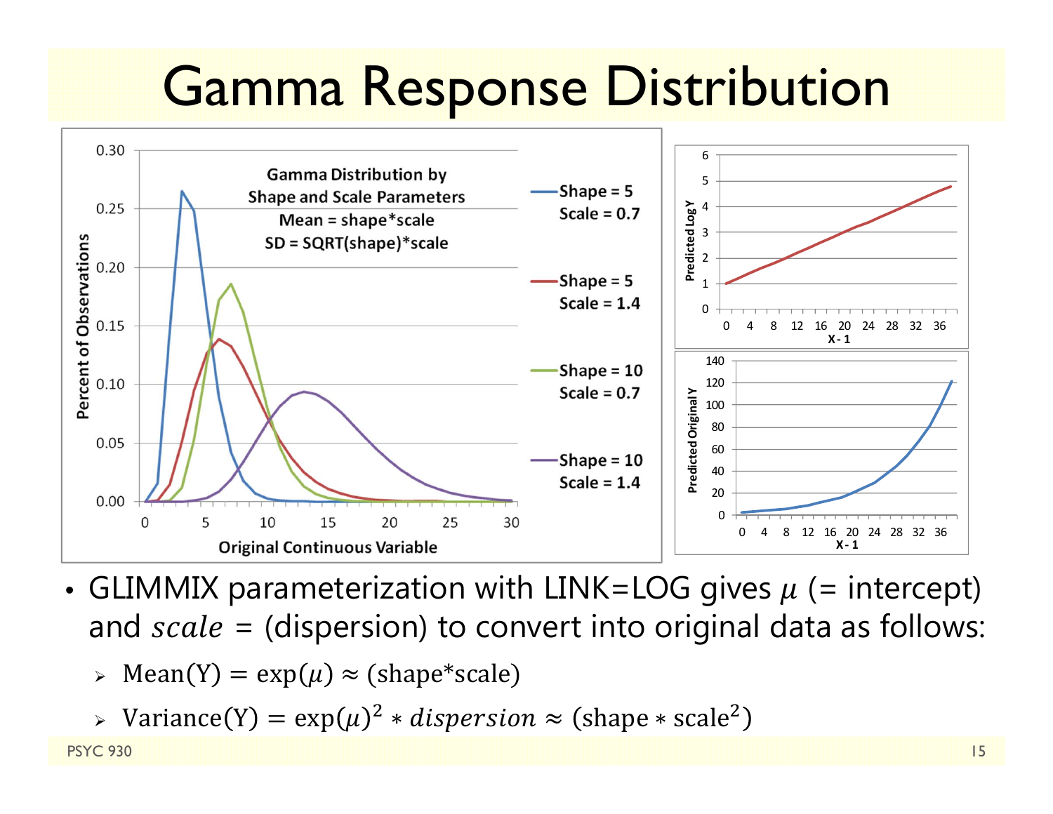# Gamma Response Distribution

Gamma Distribution by Shape and Scale Parameters
Mean = shape*scale
SD = SQRT(shape)*scale

- Shape = 5, Scale = 0.7
- Shape = 5, Scale = 1.4
- Shape = 10, Scale = 0.7
- Shape = 10, Scale = 1.4

- GLIMMIX parameterization with LINK=LOG gives $\mu$ (= intercept) and $scale$ = (dispersion) to convert into original data as follows:
  - $\text{Mean(Y)} = \exp(\mu) \approx (\text{shape*scale})$
  - $\text{Variance(Y)} = \exp(\mu)^2 * dispersion \approx (\text{shape} * \text{scale}^2)$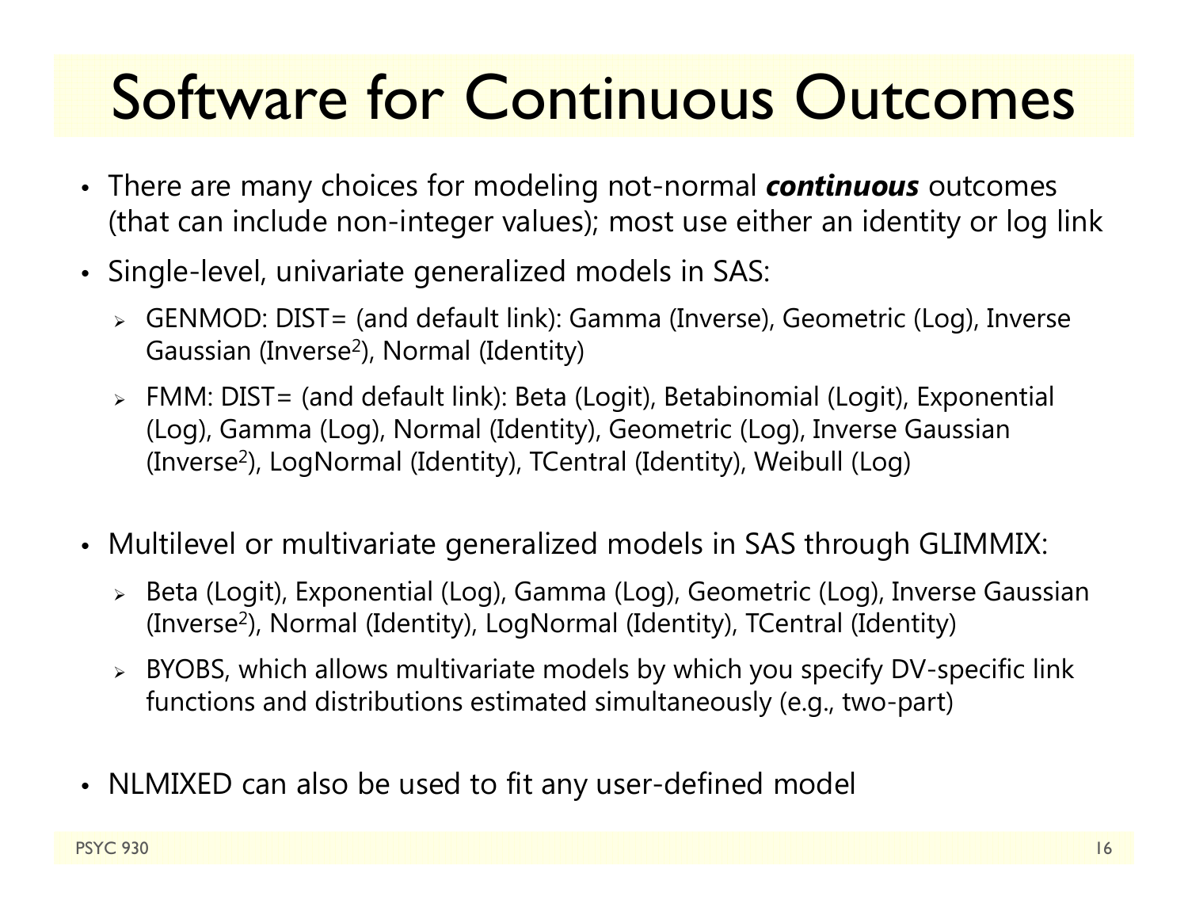# Software for Continuous Outcomes

- There are many choices for modeling not-normal ***continuous*** outcomes (that can include non-integer values); most use either an identity or log link
- Single-level, univariate generalized models in SAS:
  - GENMOD: DIST= (and default link): Gamma (Inverse), Geometric (Log), Inverse Gaussian (Inverse$^2$), Normal (Identity)
  - FMM: DIST= (and default link): Beta (Logit), Betabinomial (Logit), Exponential (Log), Gamma (Log), Normal (Identity), Geometric (Log), Inverse Gaussian (Inverse$^2$), LogNormal (Identity), TCentral (Identity), Weibull (Log)
- Multilevel or multivariate generalized models in SAS through GLIMMIX:
  - Beta (Logit), Exponential (Log), Gamma (Log), Geometric (Log), Inverse Gaussian (Inverse$^2$), Normal (Identity), LogNormal (Identity), TCentral (Identity)
  - BYOBS, which allows multivariate models by which you specify DV-specific link functions and distributions estimated simultaneously (e.g., two-part)
- NLMIXED can also be used to fit any user-defined model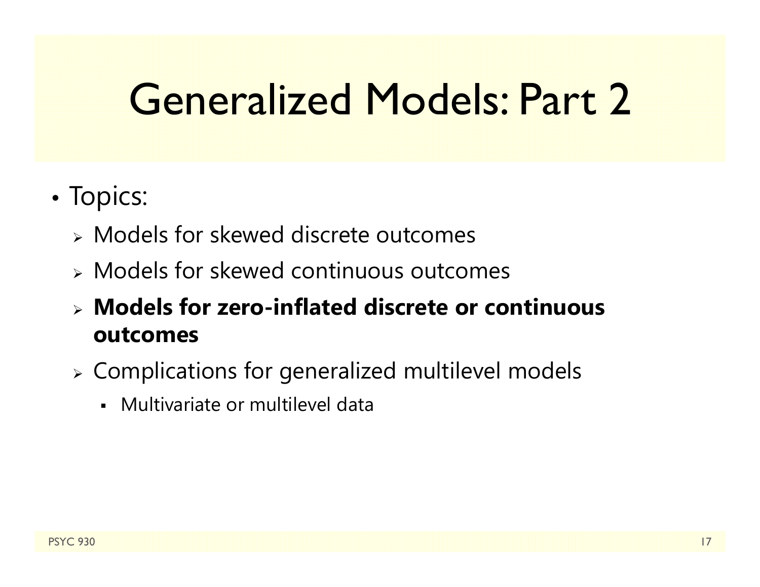# Generalized Models: Part 2

- Topics:
  - Models for skewed discrete outcomes
  - Models for skewed continuous outcomes
  - **Models for zero-inflated discrete or continuous outcomes**
  - Complications for generalized multilevel models
    - Multivariate or multilevel data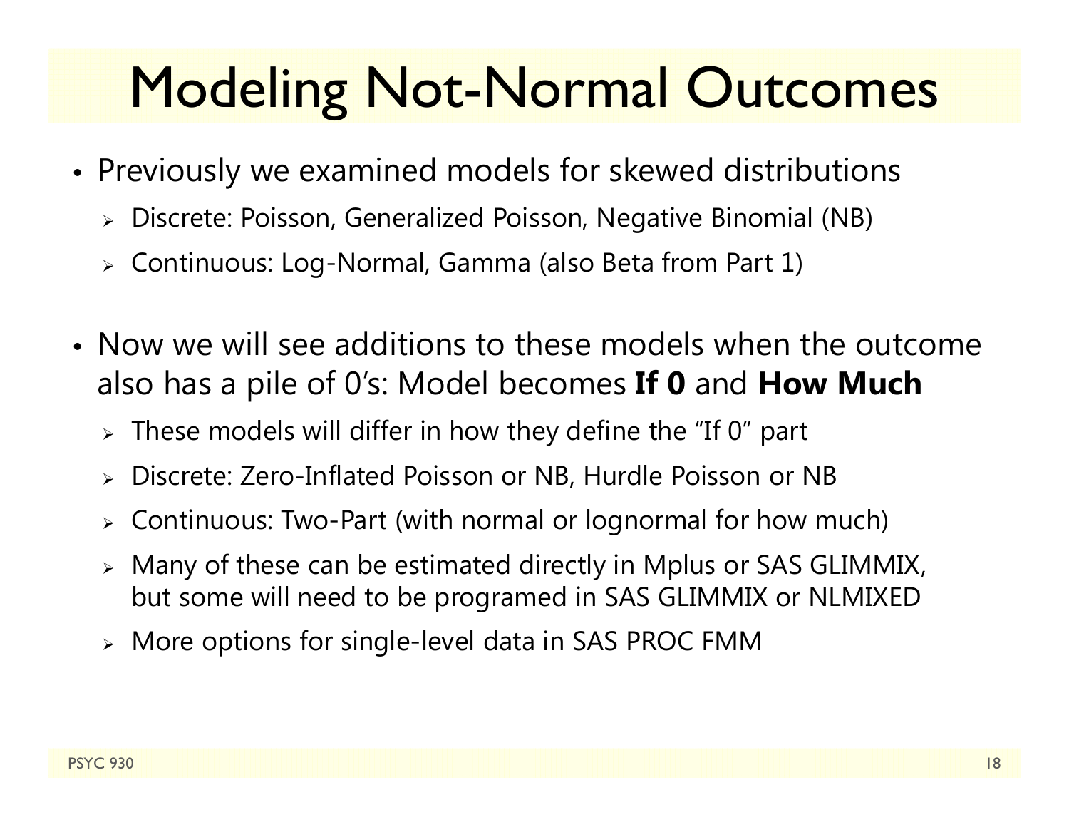# Modeling Not-Normal Outcomes

- Previously we examined models for skewed distributions
  - Discrete: Poisson, Generalized Poisson, Negative Binomial (NB)
  - Continuous: Log-Normal, Gamma (also Beta from Part 1)

- Now we will see additions to these models when the outcome also has a pile of 0's: Model becomes **If 0** and **How Much**
  - These models will differ in how they define the "If 0" part
  - Discrete: Zero-Inflated Poisson or NB, Hurdle Poisson or NB
  - Continuous: Two-Part (with normal or lognormal for how much)
  - Many of these can be estimated directly in Mplus or SAS GLIMMIX, but some will need to be programed in SAS GLIMMIX or NLMIXED
  - More options for single-level data in SAS PROC FMM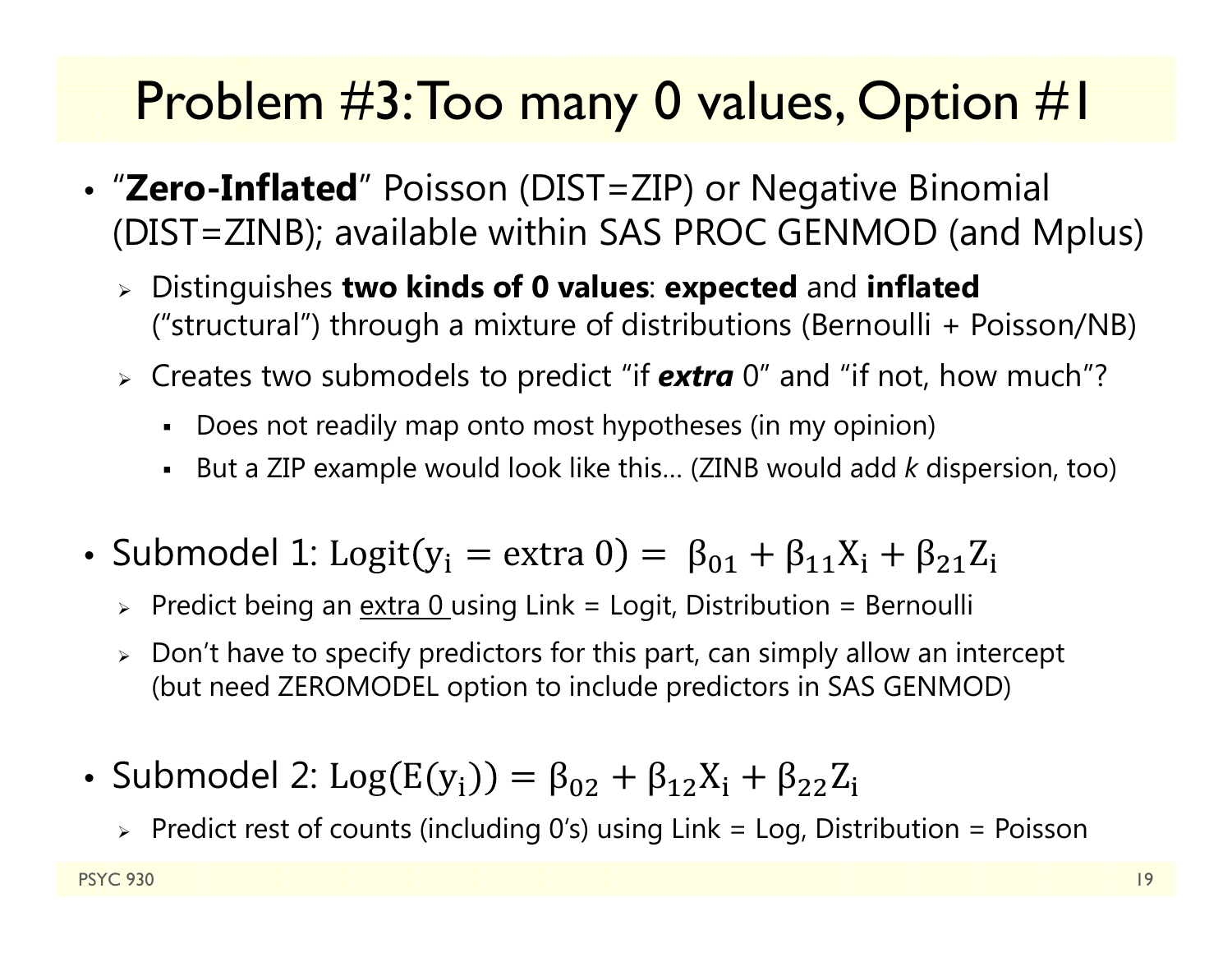# Problem #3: Too many 0 values, Option #1

- "**Zero-Inflated**" Poisson (DIST=ZIP) or Negative Binomial (DIST=ZINB); available within SAS PROC GENMOD (and Mplus)
  - Distinguishes **two kinds of 0 values**: **expected** and **inflated** ("structural") through a mixture of distributions (Bernoulli + Poisson/NB)
  - Creates two submodels to predict "if ***extra*** 0" and "if not, how much"?
    - Does not readily map onto most hypotheses (in my opinion)
    - But a ZIP example would look like this… (ZINB would add *k* dispersion, too)

- Submodel 1: $\text{Logit}(y_i = \text{extra } 0) = \beta_{01} + \beta_{11}X_i + \beta_{21}Z_i$
  - Predict being an extra 0 using Link = Logit, Distribution = Bernoulli
  - Don't have to specify predictors for this part, can simply allow an intercept (but need ZEROMODEL option to include predictors in SAS GENMOD)

- Submodel 2: $\text{Log}(E(y_i)) = \beta_{02} + \beta_{12}X_i + \beta_{22}Z_i$
  - Predict rest of counts (including 0's) using Link = Log, Distribution = Poisson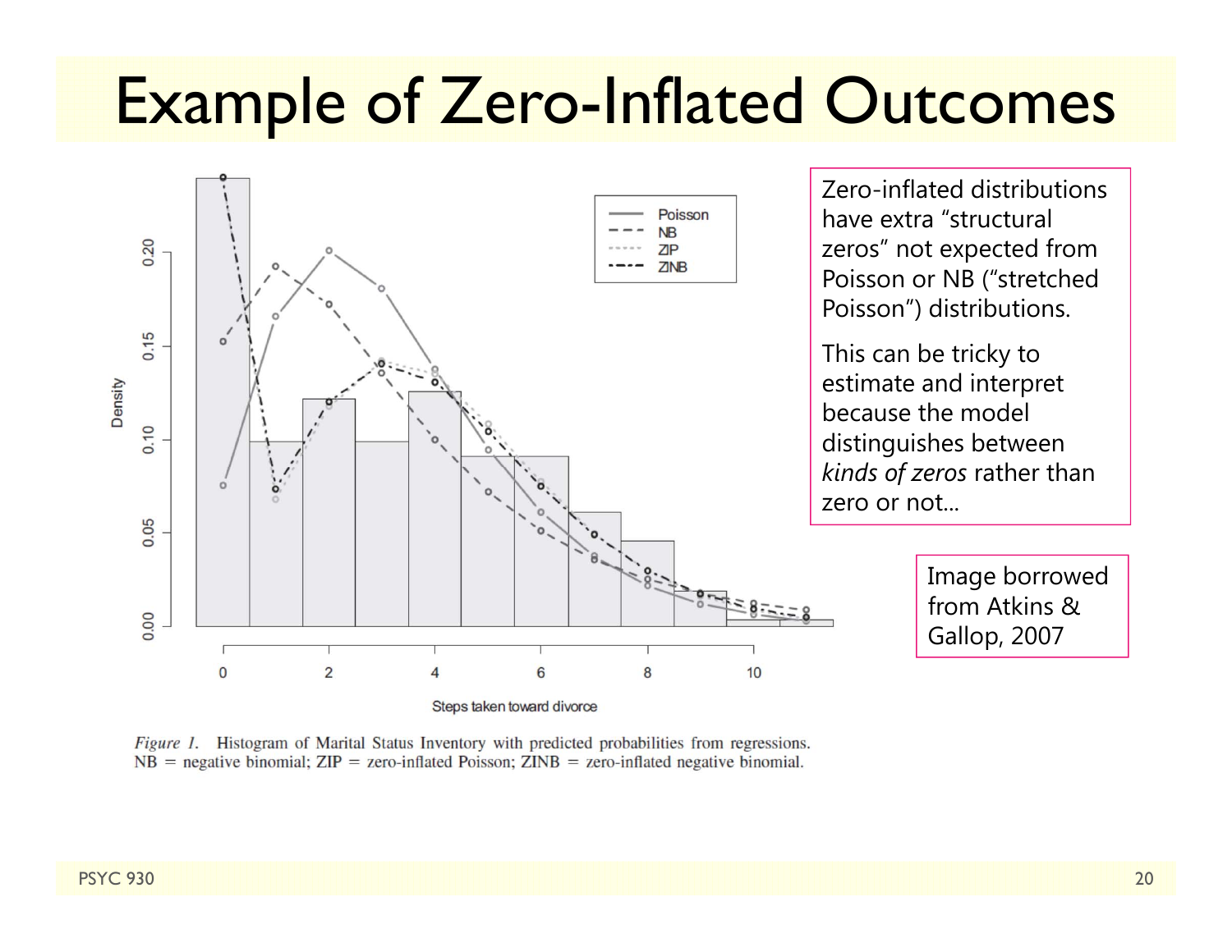# Example of Zero-Inflated Outcomes

Zero-inflated distributions have extra "structural zeros" not expected from Poisson or NB ("stretched Poisson") distributions.

This can be tricky to estimate and interpret because the model distinguishes between *kinds of zeros* rather than zero or not...

Image borrowed from Atkins & Gallop, 2007

*Figure 1.* Histogram of Marital Status Inventory with predicted probabilities from regressions. NB = negative binomial; ZIP = zero-inflated Poisson; ZINB = zero-inflated negative binomial.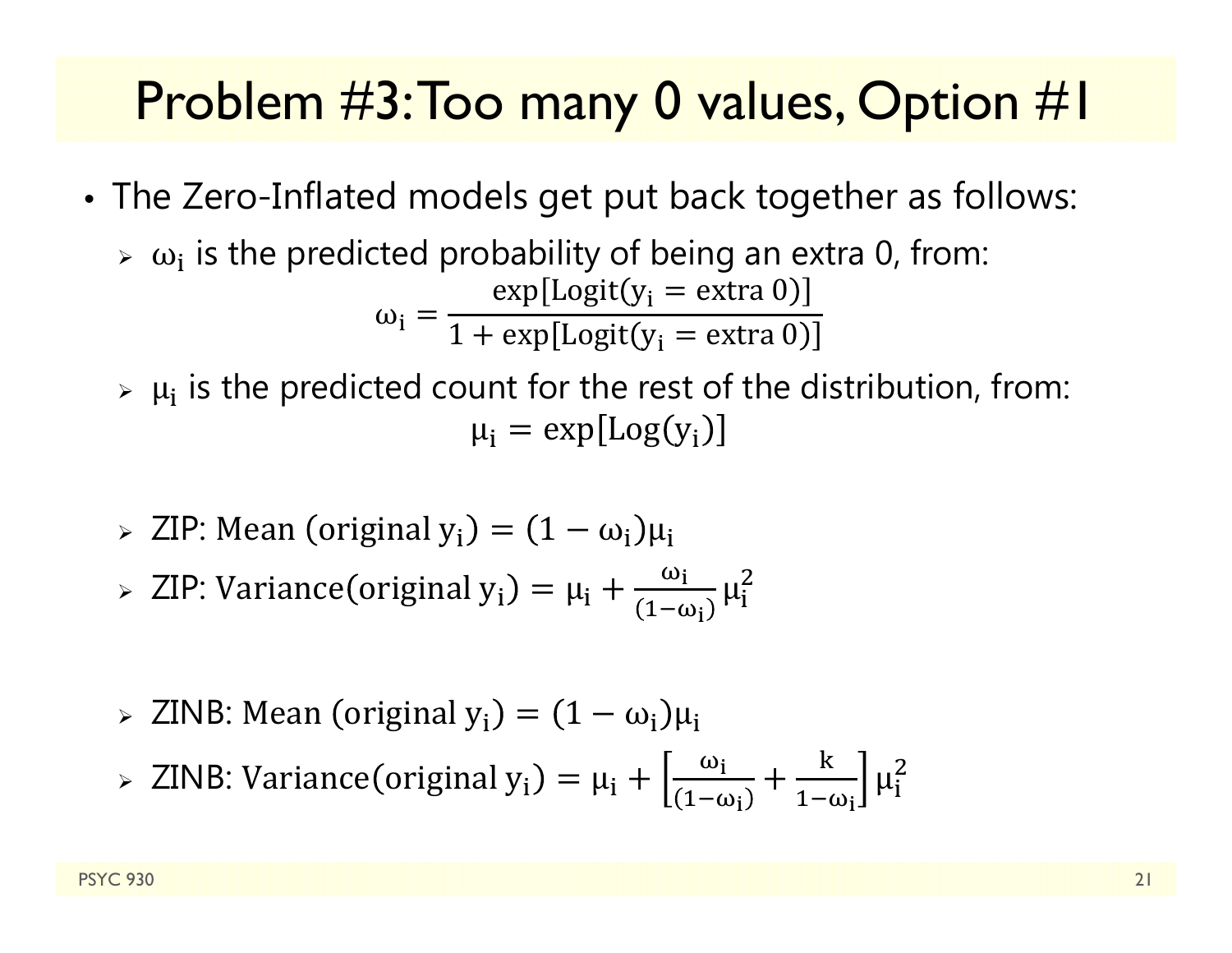# Problem #3: Too many 0 values, Option #1

- The Zero-Inflated models get put back together as follows:
  - $\omega_i$ is the predicted probability of being an extra 0, from:

$$\omega_i = \frac{\exp[\text{Logit}(y_i = \text{extra } 0)]}{1 + \exp[\text{Logit}(y_i = \text{extra } 0)]}$$

  - $\mu_i$ is the predicted count for the rest of the distribution, from:

$$\mu_i = \exp[\text{Log}(y_i)]$$

  - ZIP: $\text{Mean (original } y_i) = (1 - \omega_i)\mu_i$
  - ZIP: $\text{Variance(original } y_i) = \mu_i + \frac{\omega_i}{(1-\omega_i)}\mu_i^2$

  - ZINB: $\text{Mean (original } y_i) = (1 - \omega_i)\mu_i$
  - ZINB: $\text{Variance(original } y_i) = \mu_i + \left[\frac{\omega_i}{(1-\omega_i)} + \frac{k}{1-\omega_i}\right]\mu_i^2$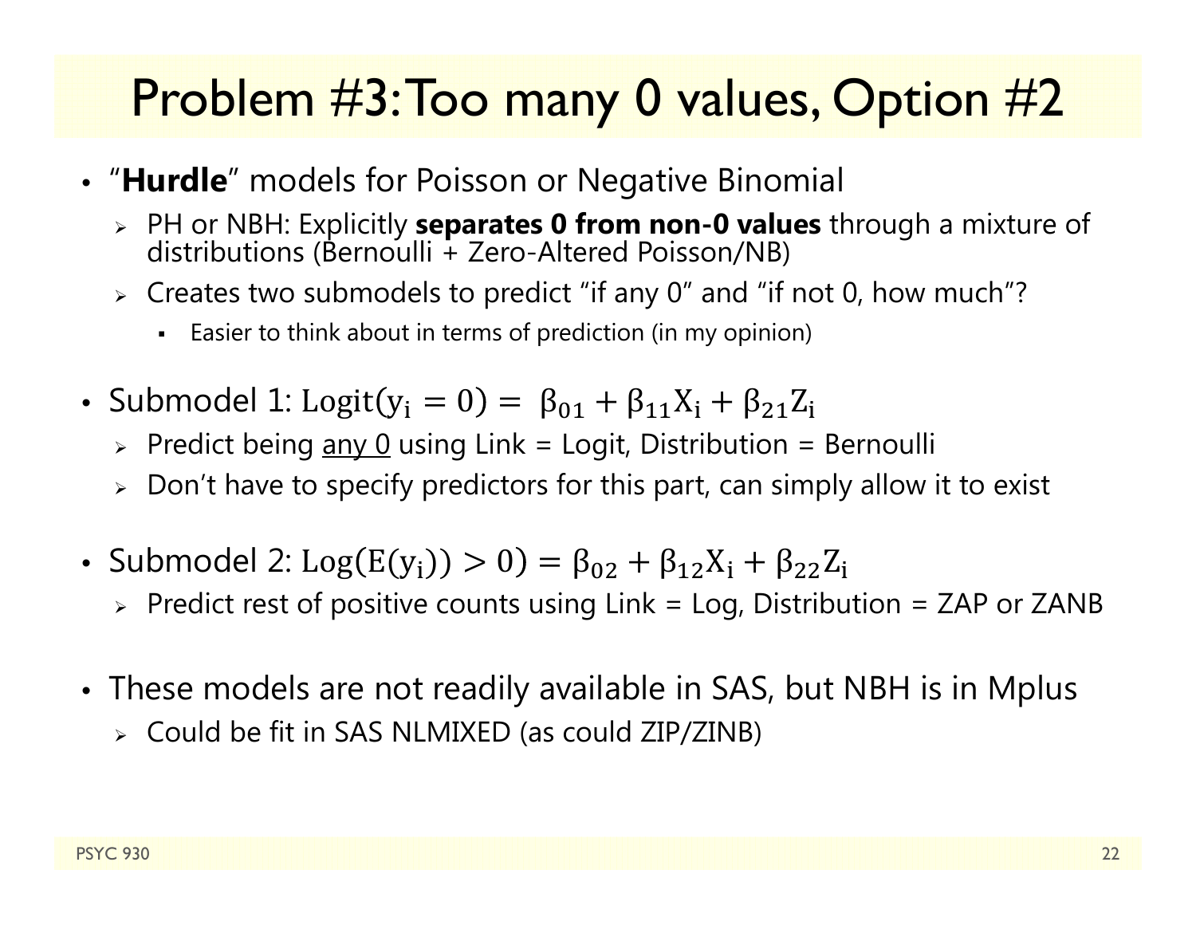# Problem #3: Too many 0 values, Option #2

- "**Hurdle**" models for Poisson or Negative Binomial
  - PH or NBH: Explicitly **separates 0 from non-0 values** through a mixture of distributions (Bernoulli + Zero-Altered Poisson/NB)
  - Creates two submodels to predict "if any 0" and "if not 0, how much"?
    - Easier to think about in terms of prediction (in my opinion)
- Submodel 1: $\mathrm{Logit}(y_i = 0) = \beta_{01} + \beta_{11}X_i + \beta_{21}Z_i$
  - Predict being <u>any 0</u> using Link = Logit, Distribution = Bernoulli
  - Don't have to specify predictors for this part, can simply allow it to exist
- Submodel 2: $\mathrm{Log}(E(y_i)) > 0) = \beta_{02} + \beta_{12}X_i + \beta_{22}Z_i$
  - Predict rest of positive counts using Link = Log, Distribution = ZAP or ZANB
- These models are not readily available in SAS, but NBH is in Mplus
  - Could be fit in SAS NLMIXED (as could ZIP/ZINB)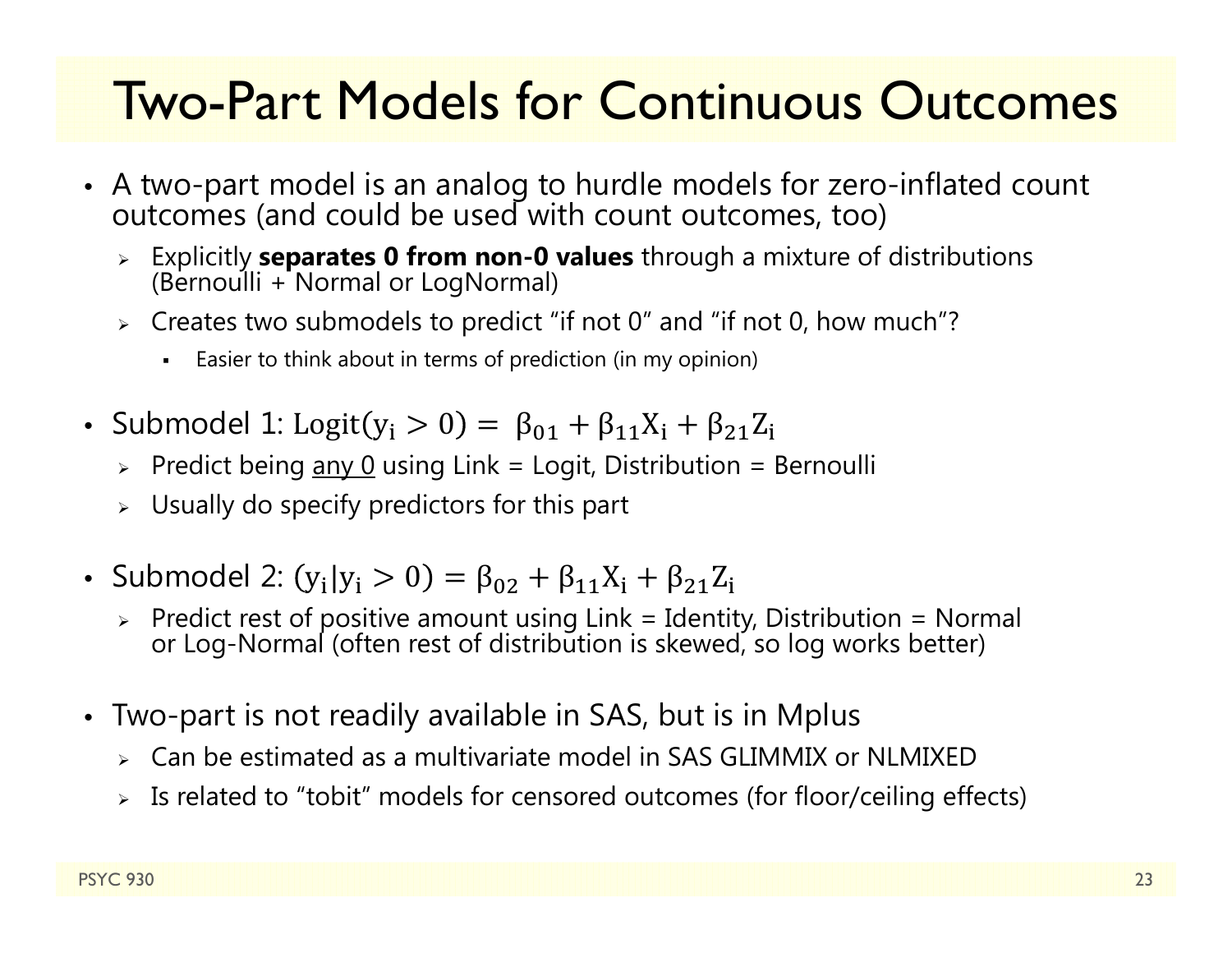# Two-Part Models for Continuous Outcomes

- A two-part model is an analog to hurdle models for zero-inflated count outcomes (and could be used with count outcomes, too)
  - Explicitly **separates 0 from non-0 values** through a mixture of distributions (Bernoulli + Normal or LogNormal)
  - Creates two submodels to predict "if not 0" and "if not 0, how much"?
    - Easier to think about in terms of prediction (in my opinion)
- Submodel 1: $\text{Logit}(y_i > 0) = \beta_{01} + \beta_{11}X_i + \beta_{21}Z_i$
  - Predict being <u>any 0</u> using Link = Logit, Distribution = Bernoulli
  - Usually do specify predictors for this part
- Submodel 2: $(y_i | y_i > 0) = \beta_{02} + \beta_{11}X_i + \beta_{21}Z_i$
  - Predict rest of positive amount using Link = Identity, Distribution = Normal or Log-Normal (often rest of distribution is skewed, so log works better)
- Two-part is not readily available in SAS, but is in Mplus
  - Can be estimated as a multivariate model in SAS GLIMMIX or NLMIXED
  - Is related to "tobit" models for censored outcomes (for floor/ceiling effects)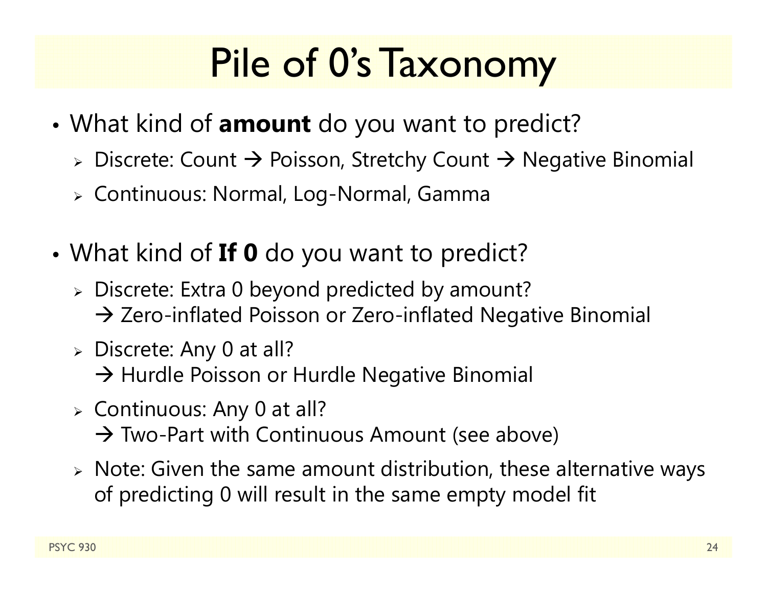# Pile of 0's Taxonomy

- What kind of **amount** do you want to predict?
  - Discrete: Count → Poisson, Stretchy Count → Negative Binomial
  - Continuous: Normal, Log-Normal, Gamma

- What kind of **If 0** do you want to predict?
  - Discrete: Extra 0 beyond predicted by amount?
    → Zero-inflated Poisson or Zero-inflated Negative Binomial
  - Discrete: Any 0 at all?
    → Hurdle Poisson or Hurdle Negative Binomial
  - Continuous: Any 0 at all?
    → Two-Part with Continuous Amount (see above)
  - Note: Given the same amount distribution, these alternative ways of predicting 0 will result in the same empty model fit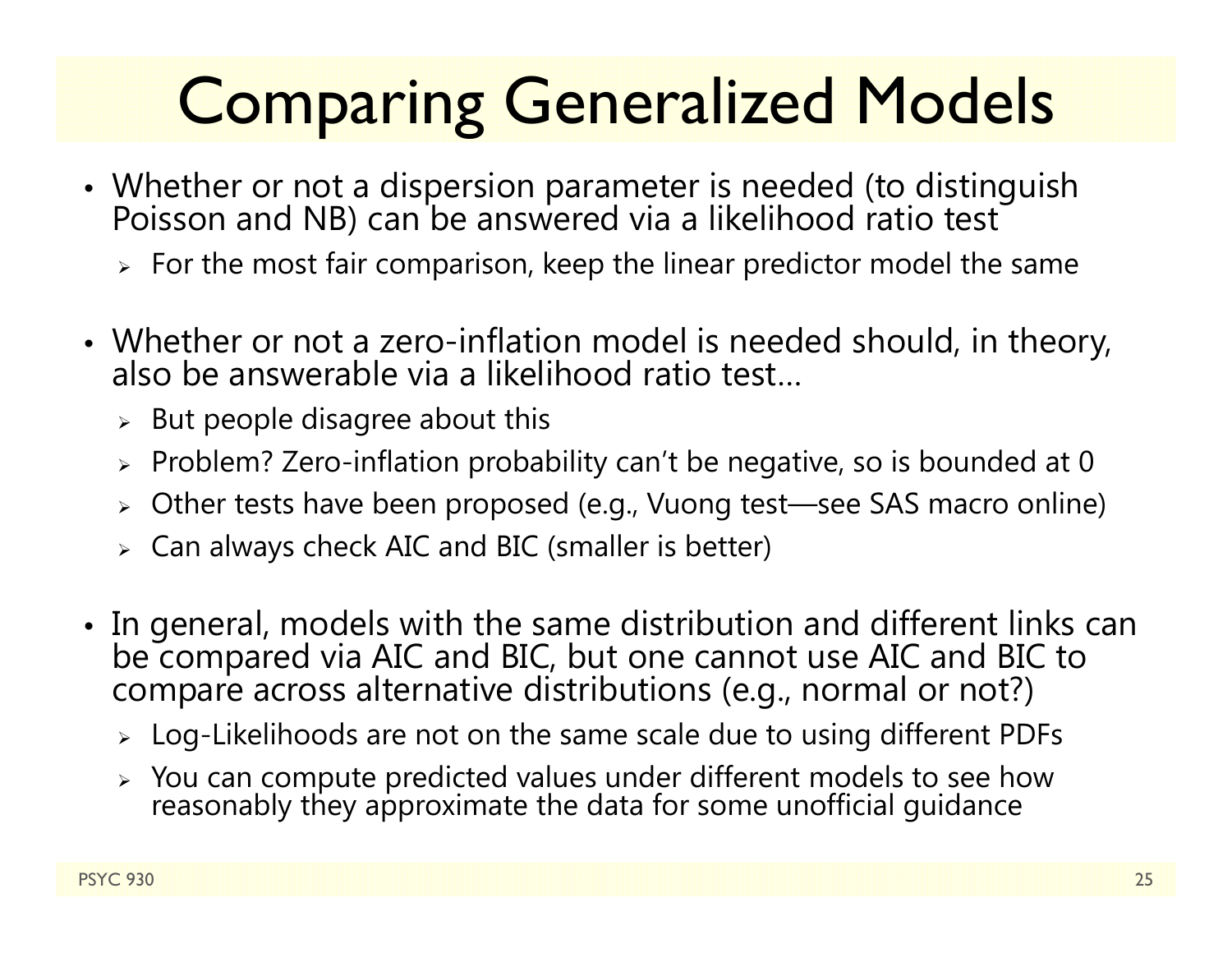# Comparing Generalized Models

- Whether or not a dispersion parameter is needed (to distinguish Poisson and NB) can be answered via a likelihood ratio test
  - For the most fair comparison, keep the linear predictor model the same
- Whether or not a zero-inflation model is needed should, in theory, also be answerable via a likelihood ratio test…
  - But people disagree about this
  - Problem? Zero-inflation probability can't be negative, so is bounded at 0
  - Other tests have been proposed (e.g., Vuong test—see SAS macro online)
  - Can always check AIC and BIC (smaller is better)
- In general, models with the same distribution and different links can be compared via AIC and BIC, but one cannot use AIC and BIC to compare across alternative distributions (e.g., normal or not?)
  - Log-Likelihoods are not on the same scale due to using different PDFs
  - You can compute predicted values under different models to see how reasonably they approximate the data for some unofficial guidance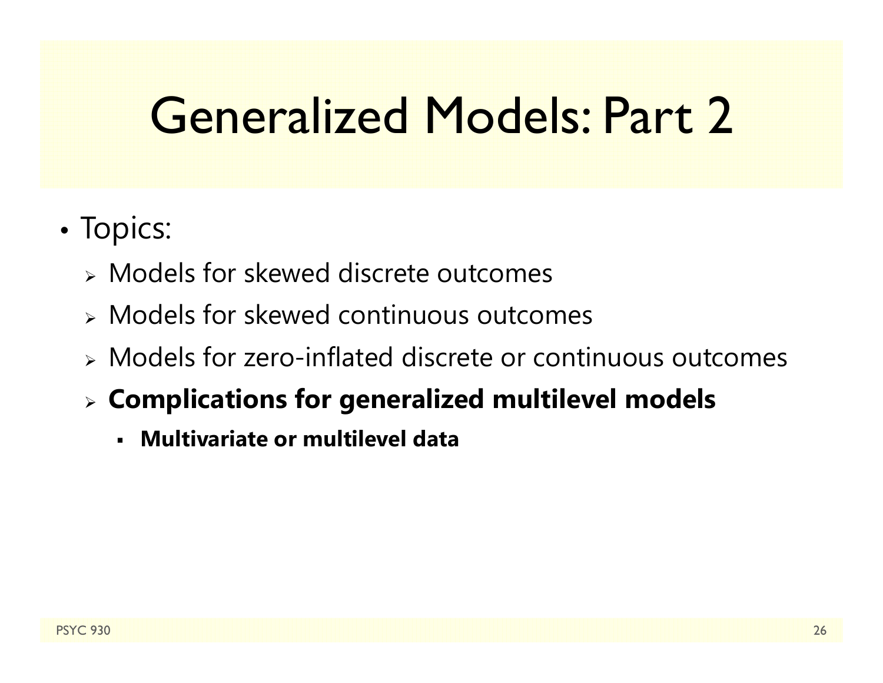# Generalized Models: Part 2

- Topics:
  - Models for skewed discrete outcomes
  - Models for skewed continuous outcomes
  - Models for zero-inflated discrete or continuous outcomes
  - **Complications for generalized multilevel models**
    - **Multivariate or multilevel data**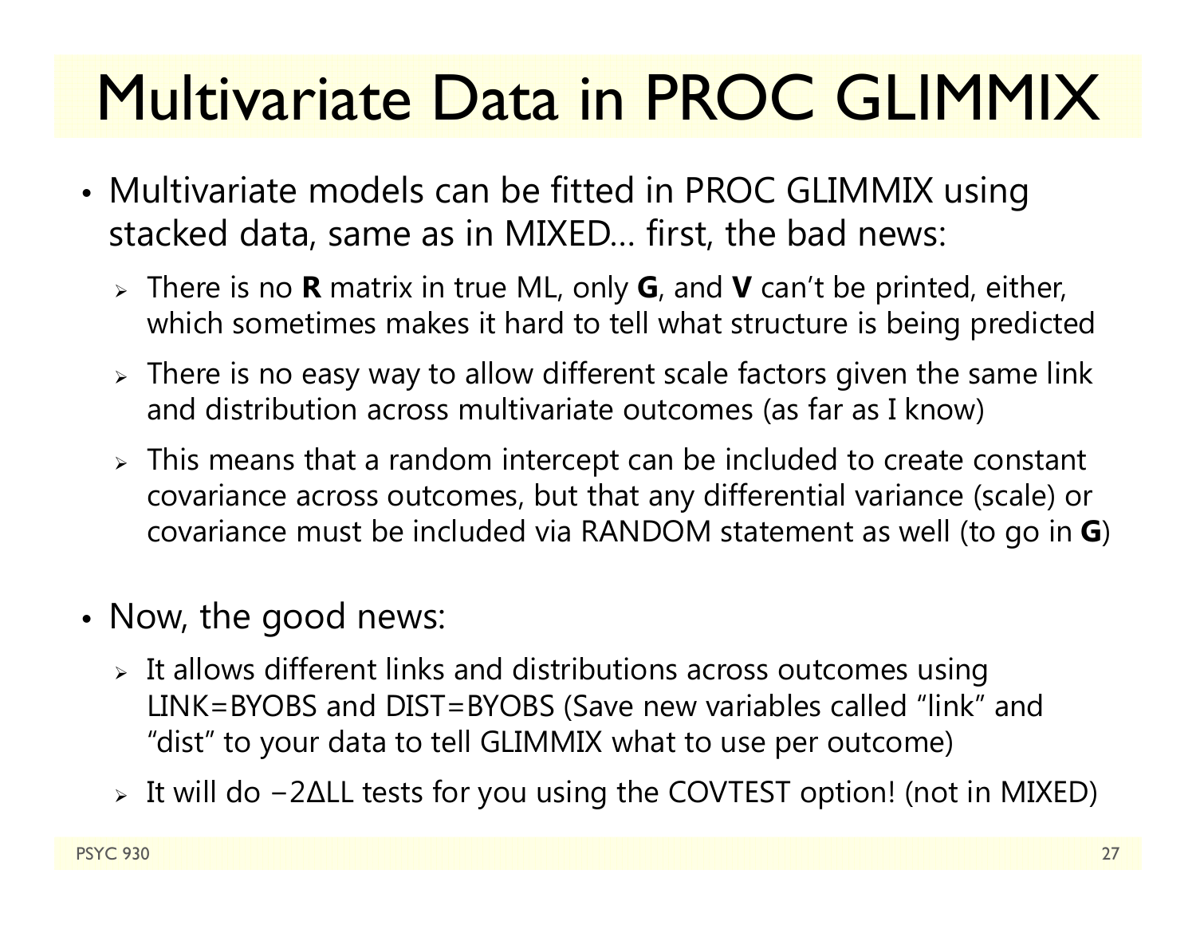# Multivariate Data in PROC GLIMMIX

- Multivariate models can be fitted in PROC GLIMMIX using stacked data, same as in MIXED… first, the bad news:
  - There is no **R** matrix in true ML, only **G**, and **V** can't be printed, either, which sometimes makes it hard to tell what structure is being predicted
  - There is no easy way to allow different scale factors given the same link and distribution across multivariate outcomes (as far as I know)
  - This means that a random intercept can be included to create constant covariance across outcomes, but that any differential variance (scale) or covariance must be included via RANDOM statement as well (to go in **G**)

- Now, the good news:
  - It allows different links and distributions across outcomes using LINK=BYOBS and DIST=BYOBS (Save new variables called "link" and "dist" to your data to tell GLIMMIX what to use per outcome)
  - It will do −2ΔLL tests for you using the COVTEST option! (not in MIXED)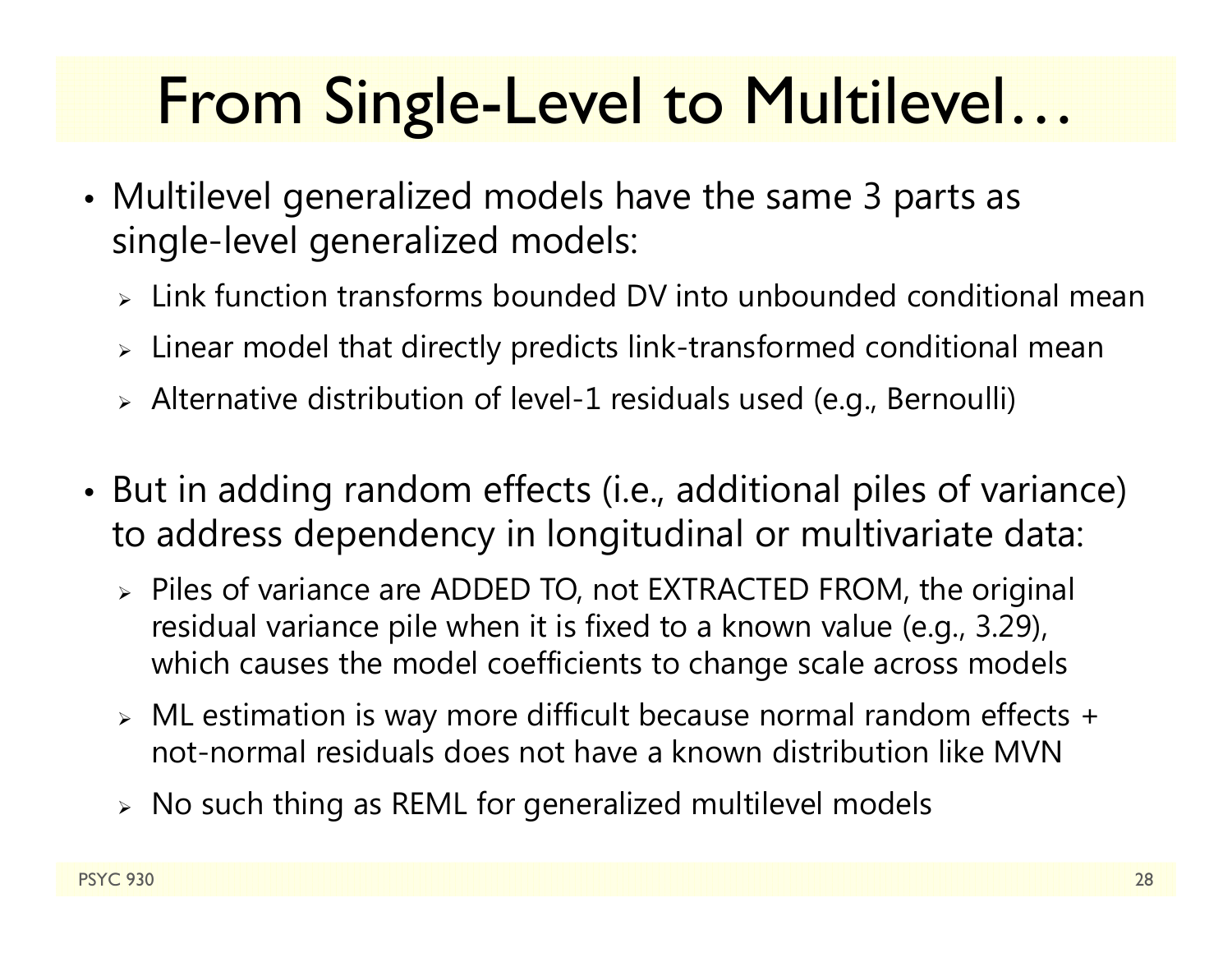# From Single-Level to Multilevel…

- Multilevel generalized models have the same 3 parts as single-level generalized models:
  - Link function transforms bounded DV into unbounded conditional mean
  - Linear model that directly predicts link-transformed conditional mean
  - Alternative distribution of level-1 residuals used (e.g., Bernoulli)

- But in adding random effects (i.e., additional piles of variance) to address dependency in longitudinal or multivariate data:
  - Piles of variance are ADDED TO, not EXTRACTED FROM, the original residual variance pile when it is fixed to a known value (e.g., 3.29), which causes the model coefficients to change scale across models
  - ML estimation is way more difficult because normal random effects + not-normal residuals does not have a known distribution like MVN
  - No such thing as REML for generalized multilevel models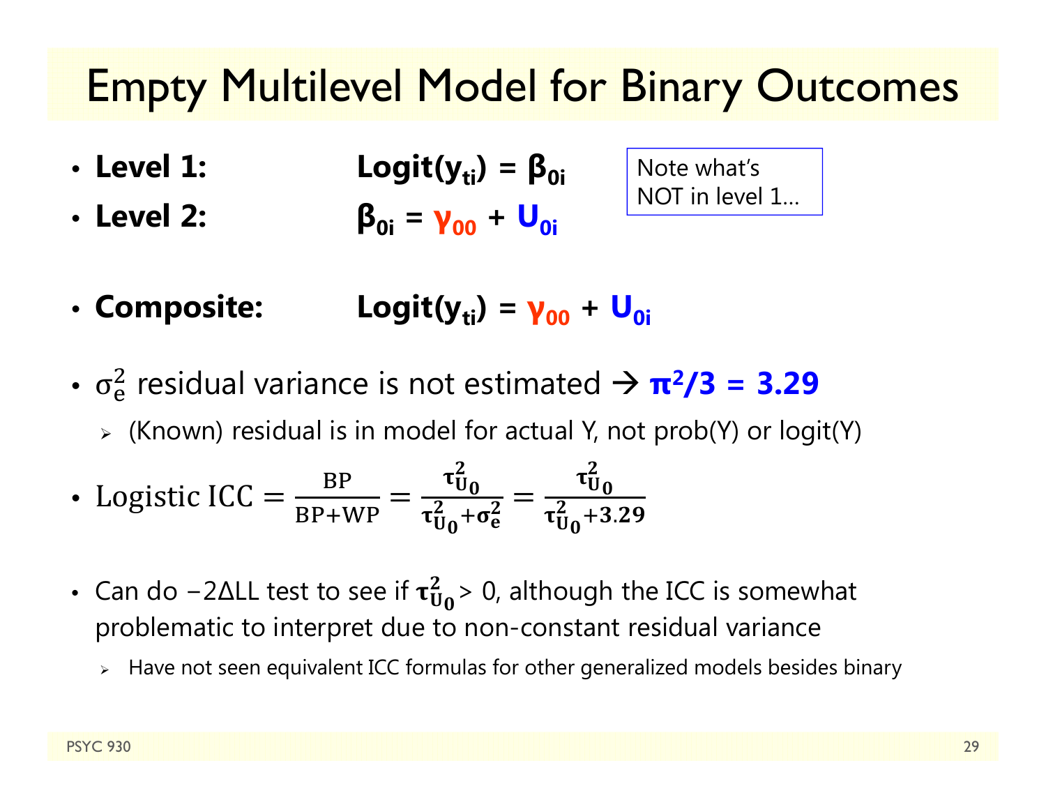# Empty Multilevel Model for Binary Outcomes

- **Level 1:** $\textbf{Logit}(\mathbf{y_{ti}}) = \boldsymbol{\beta_{0i}}$
- **Level 2:** $\boldsymbol{\beta_{0i}} = \boldsymbol{\gamma_{00}} + \mathbf{U_{0i}}$

Note what's NOT in level 1…

- **Composite:** $\textbf{Logit}(\mathbf{y_{ti}}) = \boldsymbol{\gamma_{00}} + \mathbf{U_{0i}}$

- $\sigma_e^2$ residual variance is not estimated → $\boldsymbol{\pi^2/3 = 3.29}$
  - (Known) residual is in model for actual Y, not prob(Y) or logit(Y)

- $\text{Logistic ICC} = \frac{\text{BP}}{\text{BP+WP}} = \frac{\boldsymbol{\tau_{U_0}^2}}{\boldsymbol{\tau_{U_0}^2 + \sigma_e^2}} = \frac{\boldsymbol{\tau_{U_0}^2}}{\boldsymbol{\tau_{U_0}^2 + 3.29}}$

- Can do $-2\Delta\text{LL}$ test to see if $\boldsymbol{\tau_{U_0}^2} > 0$, although the ICC is somewhat problematic to interpret due to non-constant residual variance
  - Have not seen equivalent ICC formulas for other generalized models besides binary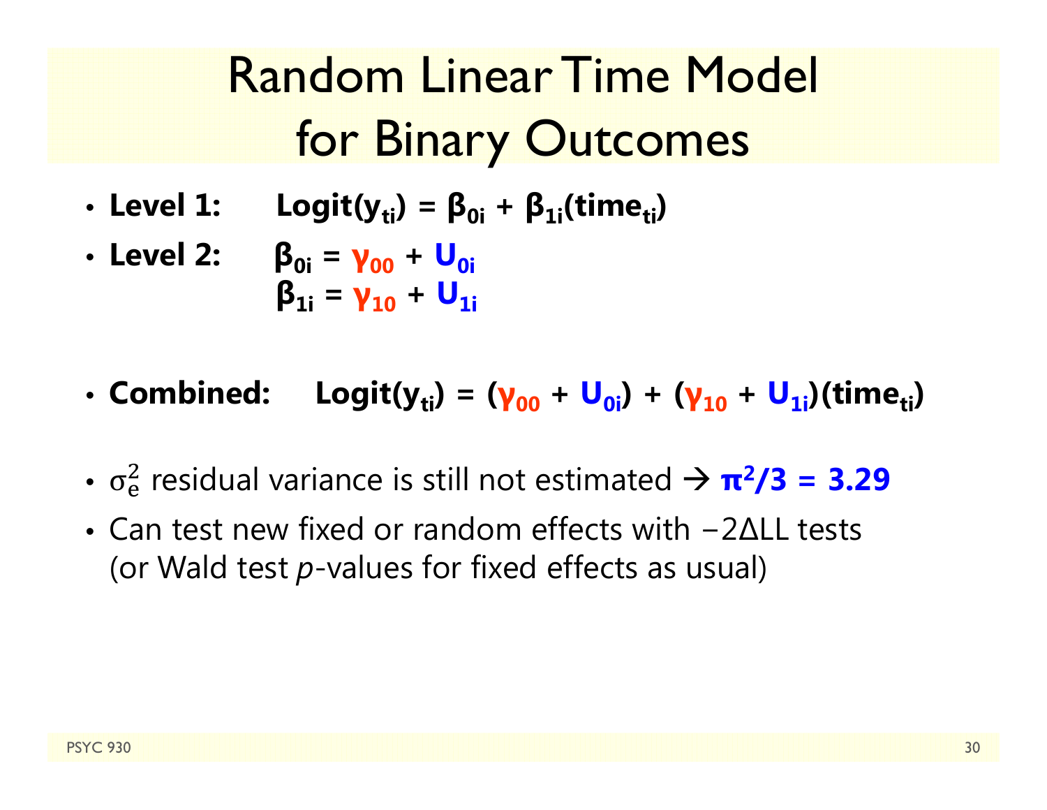# Random Linear Time Model for Binary Outcomes

- **Level 1:** $\text{Logit}(y_{ti}) = \beta_{0i} + \beta_{1i}(\text{time}_{ti})$
- **Level 2:** $\beta_{0i} = \gamma_{00} + U_{0i}$
  $\beta_{1i} = \gamma_{10} + U_{1i}$

- **Combined:** $\text{Logit}(y_{ti}) = (\gamma_{00} + U_{0i}) + (\gamma_{10} + U_{1i})(\text{time}_{ti})$

- $\sigma_e^2$ residual variance is still not estimated → $\boldsymbol{\pi^2/3 = 3.29}$
- Can test new fixed or random effects with −2ΔLL tests (or Wald test *p*-values for fixed effects as usual)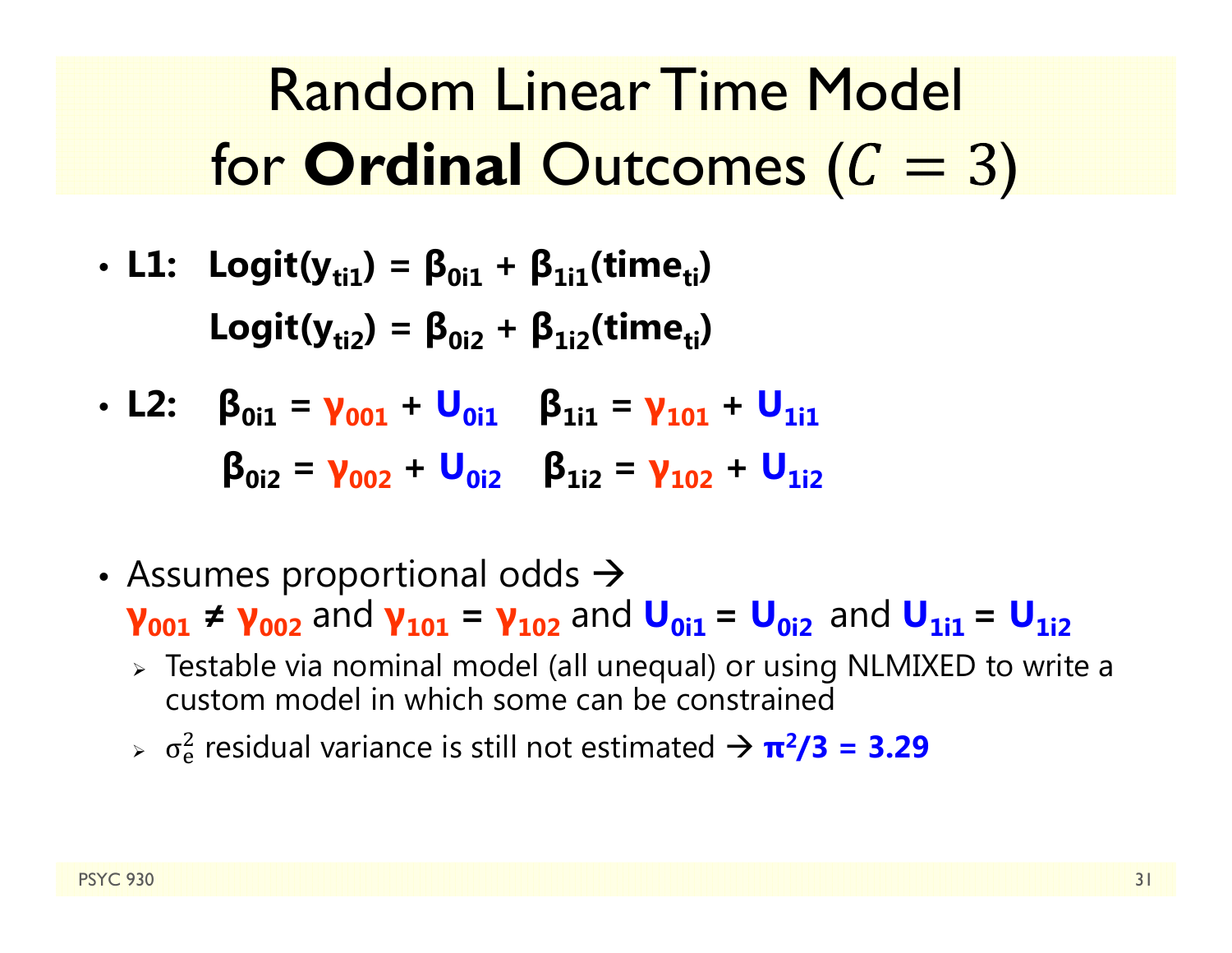# Random Linear Time Model for **Ordinal** Outcomes ($C = 3$)

- **L1:** $\text{Logit}(y_{ti1}) = \beta_{0i1} + \beta_{1i1}(\text{time}_{ti})$

  $\text{Logit}(y_{ti2}) = \beta_{0i2} + \beta_{1i2}(\text{time}_{ti})$

- **L2:** $\beta_{0i1} = \gamma_{001} + U_{0i1}$ $\quad \beta_{1i1} = \gamma_{101} + U_{1i1}$

  $\beta_{0i2} = \gamma_{002} + U_{0i2}$ $\quad \beta_{1i2} = \gamma_{102} + U_{1i2}$

- Assumes proportional odds → $\gamma_{001} \neq \gamma_{002}$ and $\gamma_{101} = \gamma_{102}$ and $U_{0i1} = U_{0i2}$ and $U_{1i1} = U_{1i2}$
  - Testable via nominal model (all unequal) or using NLMIXED to write a custom model in which some can be constrained
  - $\sigma_e^2$ residual variance is still not estimated → **$\pi^2/3 = 3.29$**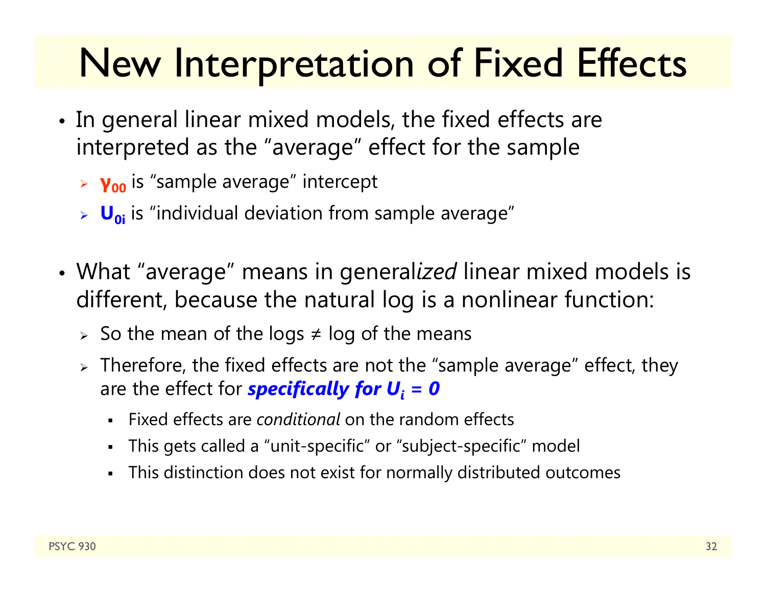# New Interpretation of Fixed Effects

- In general linear mixed models, the fixed effects are interpreted as the "average" effect for the sample
  - $\gamma_{00}$ is "sample average" intercept
  - $U_{0i}$ is "individual deviation from sample average"

- What "average" means in general*ized* linear mixed models is different, because the natural log is a nonlinear function:
  - So the mean of the logs ≠ log of the means
  - Therefore, the fixed effects are not the "sample average" effect, they are the effect for ***specifically for*** $U_i = 0$
    - Fixed effects are *conditional* on the random effects
    - This gets called a "unit-specific" or "subject-specific" model
    - This distinction does not exist for normally distributed outcomes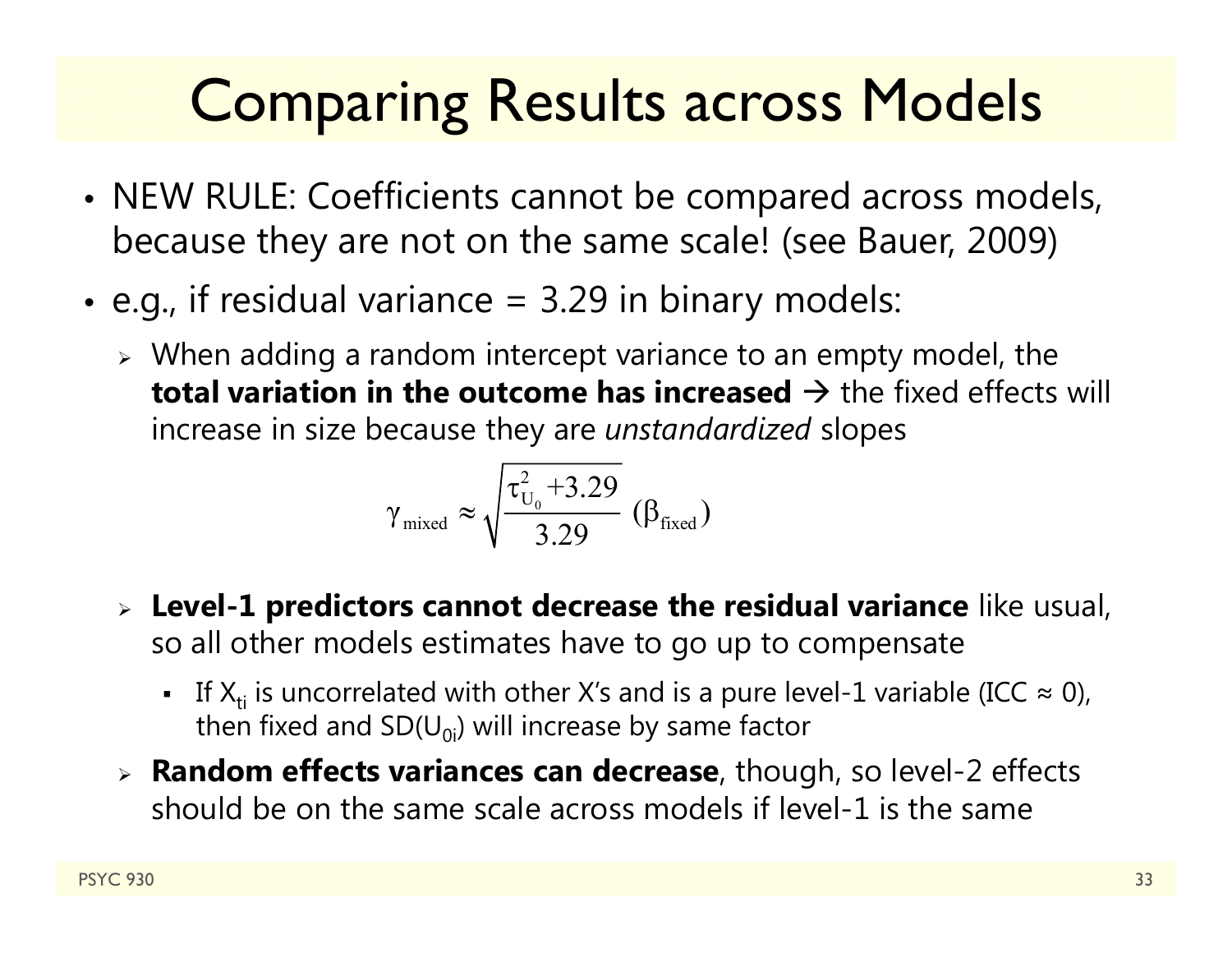# Comparing Results across Models

- NEW RULE: Coefficients cannot be compared across models, because they are not on the same scale! (see Bauer, 2009)
- e.g., if residual variance = 3.29 in binary models:
  - When adding a random intercept variance to an empty model, the **total variation in the outcome has increased** → the fixed effects will increase in size because they are *unstandardized* slopes

$$\gamma_{\text{mixed}} \approx \sqrt{\frac{\tau_{U_0}^2 + 3.29}{3.29}}\ (\beta_{\text{fixed}})$$

  - **Level-1 predictors cannot decrease the residual variance** like usual, so all other models estimates have to go up to compensate
    - If $X_{ti}$ is uncorrelated with other X's and is a pure level-1 variable (ICC ≈ 0), then fixed and $SD(U_{0i})$ will increase by same factor
  - **Random effects variances can decrease**, though, so level-2 effects should be on the same scale across models if level-1 is the same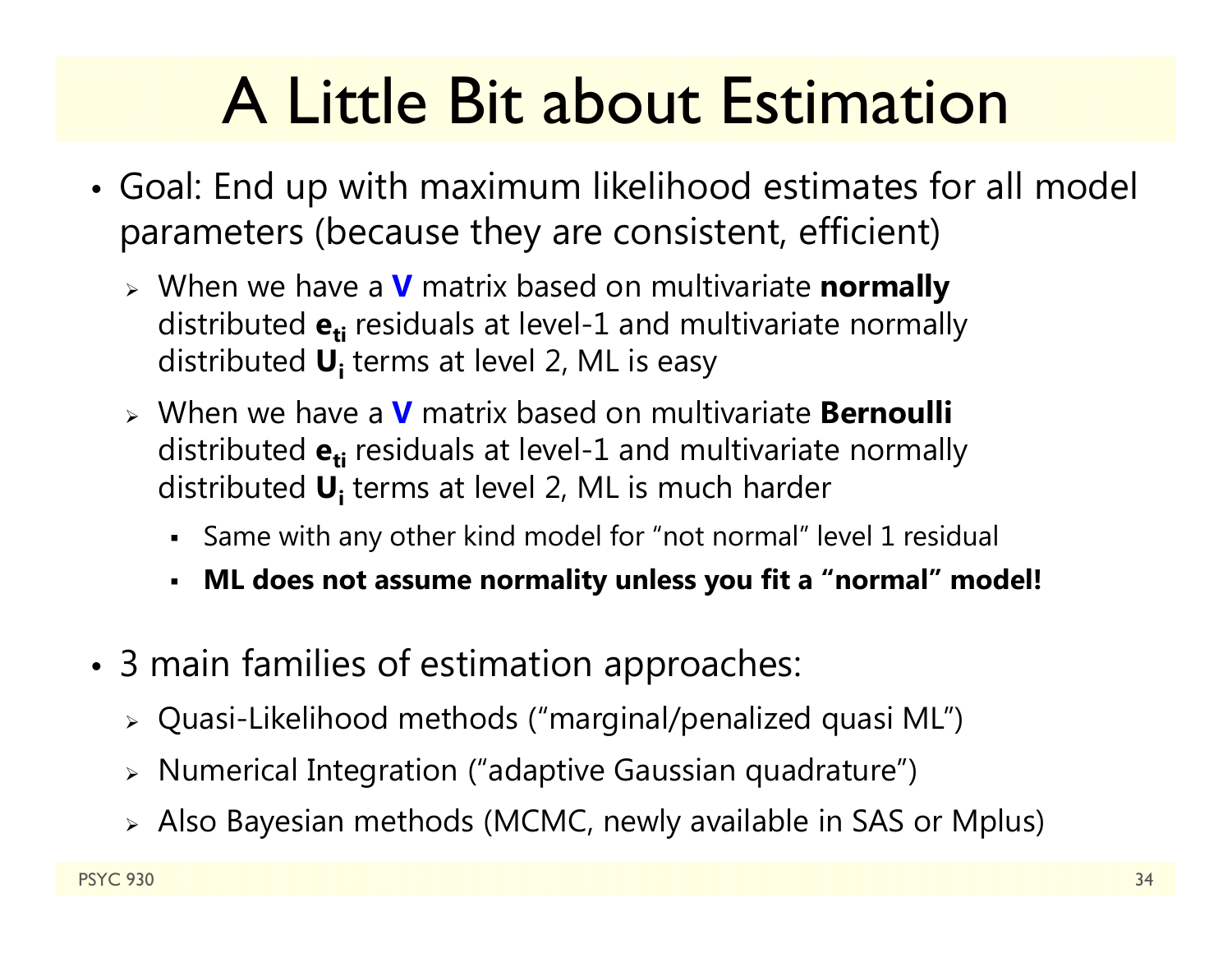# A Little Bit about Estimation

- Goal: End up with maximum likelihood estimates for all model parameters (because they are consistent, efficient)
  - When we have a **V** matrix based on multivariate **normally** distributed $\mathbf{e}_{ti}$ residuals at level-1 and multivariate normally distributed $\mathbf{U}_i$ terms at level 2, ML is easy
  - When we have a **V** matrix based on multivariate **Bernoulli** distributed $\mathbf{e}_{ti}$ residuals at level-1 and multivariate normally distributed $\mathbf{U}_i$ terms at level 2, ML is much harder
    - Same with any other kind model for "not normal" level 1 residual
    - **ML does not assume normality unless you fit a "normal" model!**

- 3 main families of estimation approaches:
  - Quasi-Likelihood methods ("marginal/penalized quasi ML")
  - Numerical Integration ("adaptive Gaussian quadrature")
  - Also Bayesian methods (MCMC, newly available in SAS or Mplus)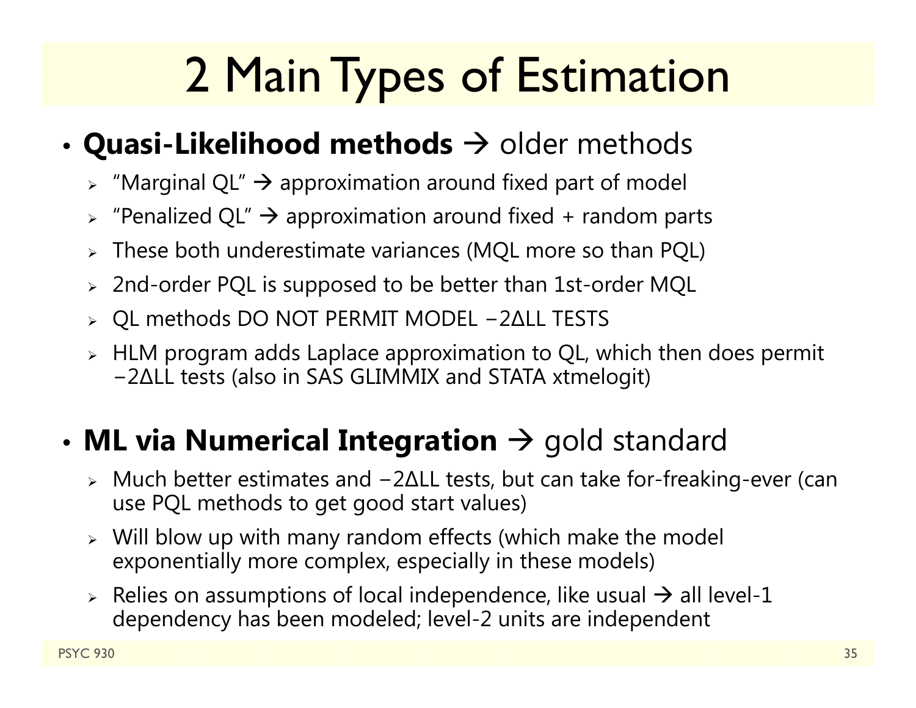# 2 Main Types of Estimation

- **Quasi-Likelihood methods** → older methods
  - "Marginal QL" → approximation around fixed part of model
  - "Penalized QL" → approximation around fixed + random parts
  - These both underestimate variances (MQL more so than PQL)
  - 2nd-order PQL is supposed to be better than 1st-order MQL
  - QL methods DO NOT PERMIT MODEL −2ΔLL TESTS
  - HLM program adds Laplace approximation to QL, which then does permit −2ΔLL tests (also in SAS GLIMMIX and STATA xtmelogit)
- **ML via Numerical Integration** → gold standard
  - Much better estimates and −2ΔLL tests, but can take for-freaking-ever (can use PQL methods to get good start values)
  - Will blow up with many random effects (which make the model exponentially more complex, especially in these models)
  - Relies on assumptions of local independence, like usual → all level-1 dependency has been modeled; level-2 units are independent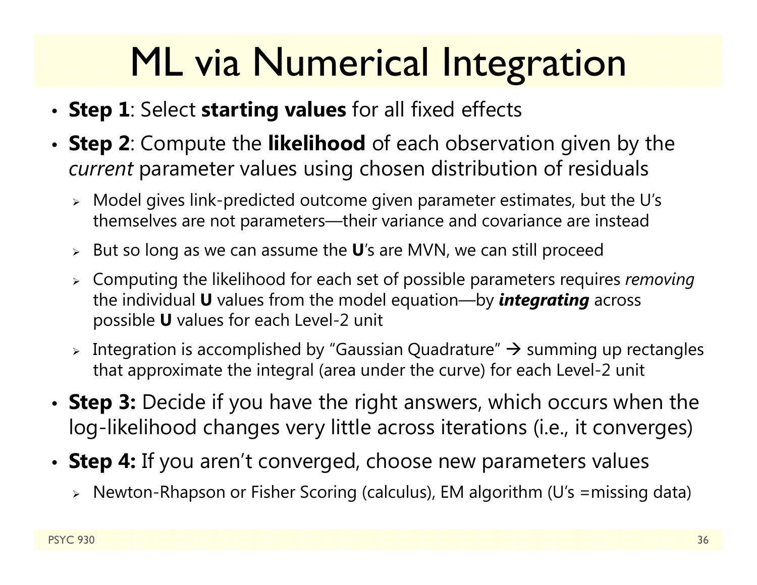# ML via Numerical Integration

- **Step 1**: Select **starting values** for all fixed effects
- **Step 2**: Compute the **likelihood** of each observation given by the *current* parameter values using chosen distribution of residuals
  - Model gives link-predicted outcome given parameter estimates, but the U's themselves are not parameters—their variance and covariance are instead
  - But so long as we can assume the **U**'s are MVN, we can still proceed
  - Computing the likelihood for each set of possible parameters requires *removing* the individual **U** values from the model equation—by ***integrating*** across possible **U** values for each Level-2 unit
  - Integration is accomplished by "Gaussian Quadrature" → summing up rectangles that approximate the integral (area under the curve) for each Level-2 unit
- **Step 3:** Decide if you have the right answers, which occurs when the log-likelihood changes very little across iterations (i.e., it converges)
- **Step 4:** If you aren't converged, choose new parameters values
  - Newton-Rhapson or Fisher Scoring (calculus), EM algorithm (U's =missing data)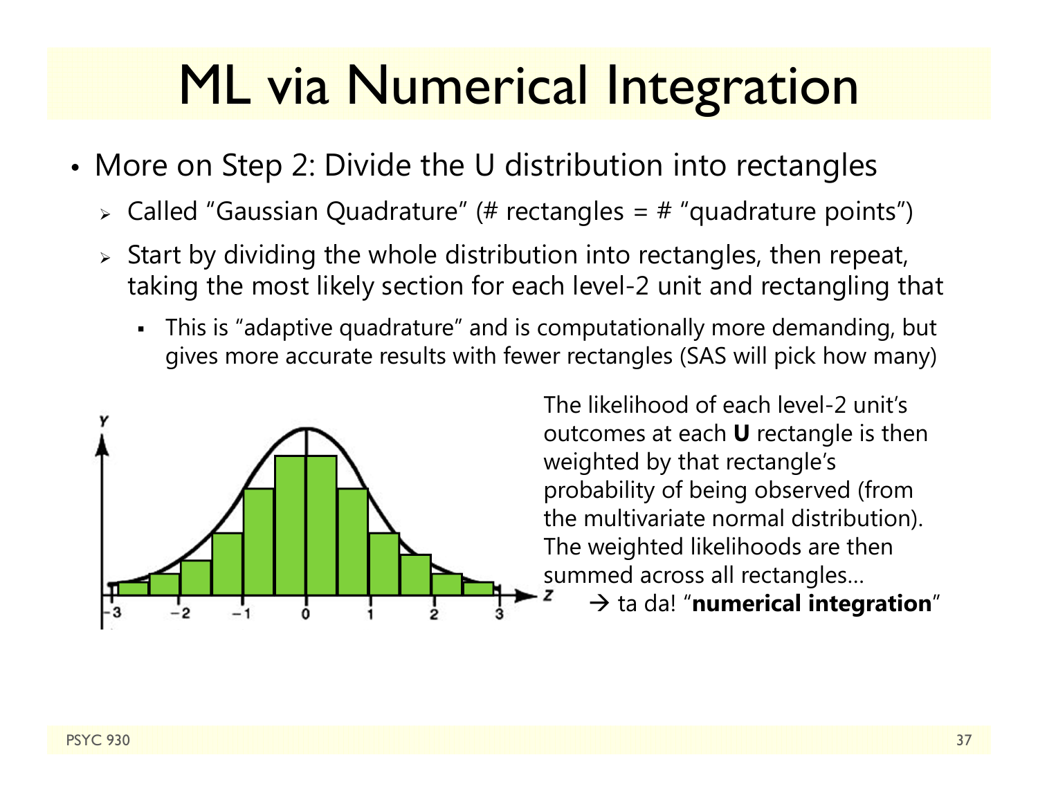# ML via Numerical Integration

- More on Step 2: Divide the U distribution into rectangles
  - Called "Gaussian Quadrature" (# rectangles = # "quadrature points")
  - Start by dividing the whole distribution into rectangles, then repeat, taking the most likely section for each level-2 unit and rectangling that
    - This is "adaptive quadrature" and is computationally more demanding, but gives more accurate results with fewer rectangles (SAS will pick how many)

The likelihood of each level-2 unit's outcomes at each **U** rectangle is then weighted by that rectangle's probability of being observed (from the multivariate normal distribution). The weighted likelihoods are then summed across all rectangles…

→ ta da! "**numerical integration**"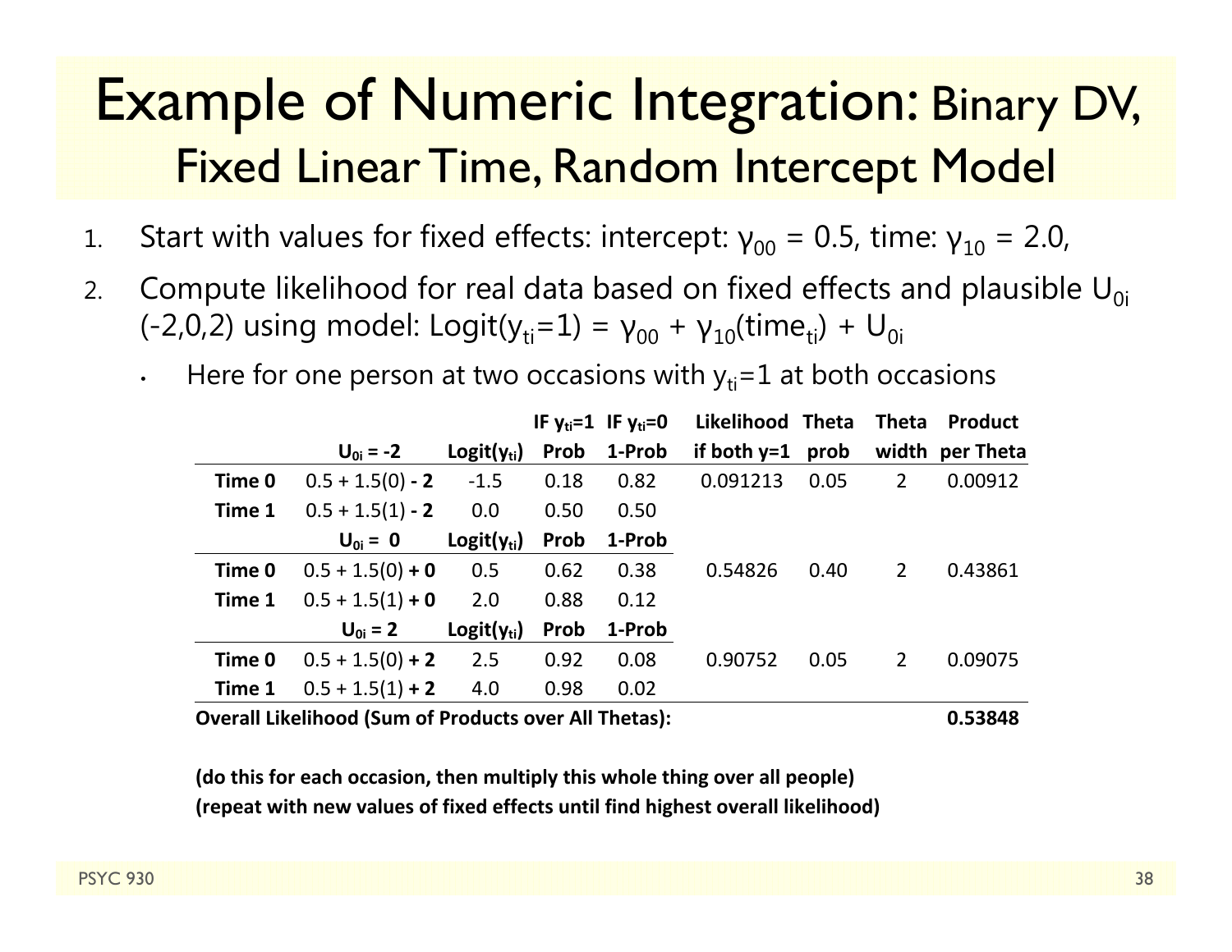# Example of Numeric Integration: Binary DV, Fixed Linear Time, Random Intercept Model

1. Start with values for fixed effects: intercept: $\gamma_{00}$ = 0.5, time: $\gamma_{10}$ = 2.0,
2. Compute likelihood for real data based on fixed effects and plausible $U_{0i}$ (-2,0,2) using model: $\text{Logit}(y_{ti}=1) = \gamma_{00} + \gamma_{10}(\text{time}_{ti}) + U_{0i}$
   - Here for one person at two occasions with $y_{ti}$=1 at both occasions

| | | | IF $y_{ti}$=1 | IF $y_{ti}$=0 | Likelihood | Theta | Theta | Product |
|---|---|---|---|---|---|---|---|---|
| | **$U_{0i}$ = -2** | **Logit($y_{ti}$)** | **Prob** | **1-Prob** | **if both y=1** | **prob** | **width** | **per Theta** |
| **Time 0** | 0.5 + 1.5(0) **- 2** | -1.5 | 0.18 | 0.82 | 0.091213 | 0.05 | 2 | 0.00912 |
| **Time 1** | 0.5 + 1.5(1) **- 2** | 0.0 | 0.50 | 0.50 | | | | |
| | **$U_{0i}$ = 0** | **Logit($y_{ti}$)** | **Prob** | **1-Prob** | | | | |
| **Time 0** | 0.5 + 1.5(0) **+ 0** | 0.5 | 0.62 | 0.38 | 0.54826 | 0.40 | 2 | 0.43861 |
| **Time 1** | 0.5 + 1.5(1) **+ 0** | 2.0 | 0.88 | 0.12 | | | | |
| | **$U_{0i}$ = 2** | **Logit($y_{ti}$)** | **Prob** | **1-Prob** | | | | |
| **Time 0** | 0.5 + 1.5(0) **+ 2** | 2.5 | 0.92 | 0.08 | 0.90752 | 0.05 | 2 | 0.09075 |
| **Time 1** | 0.5 + 1.5(1) **+ 2** | 4.0 | 0.98 | 0.02 | | | | |
| **Overall Likelihood (Sum of Products over All Thetas):** | | | | | | | | **0.53848** |

**(do this for each occasion, then multiply this whole thing over all people)**
**(repeat with new values of fixed effects until find highest overall likelihood)**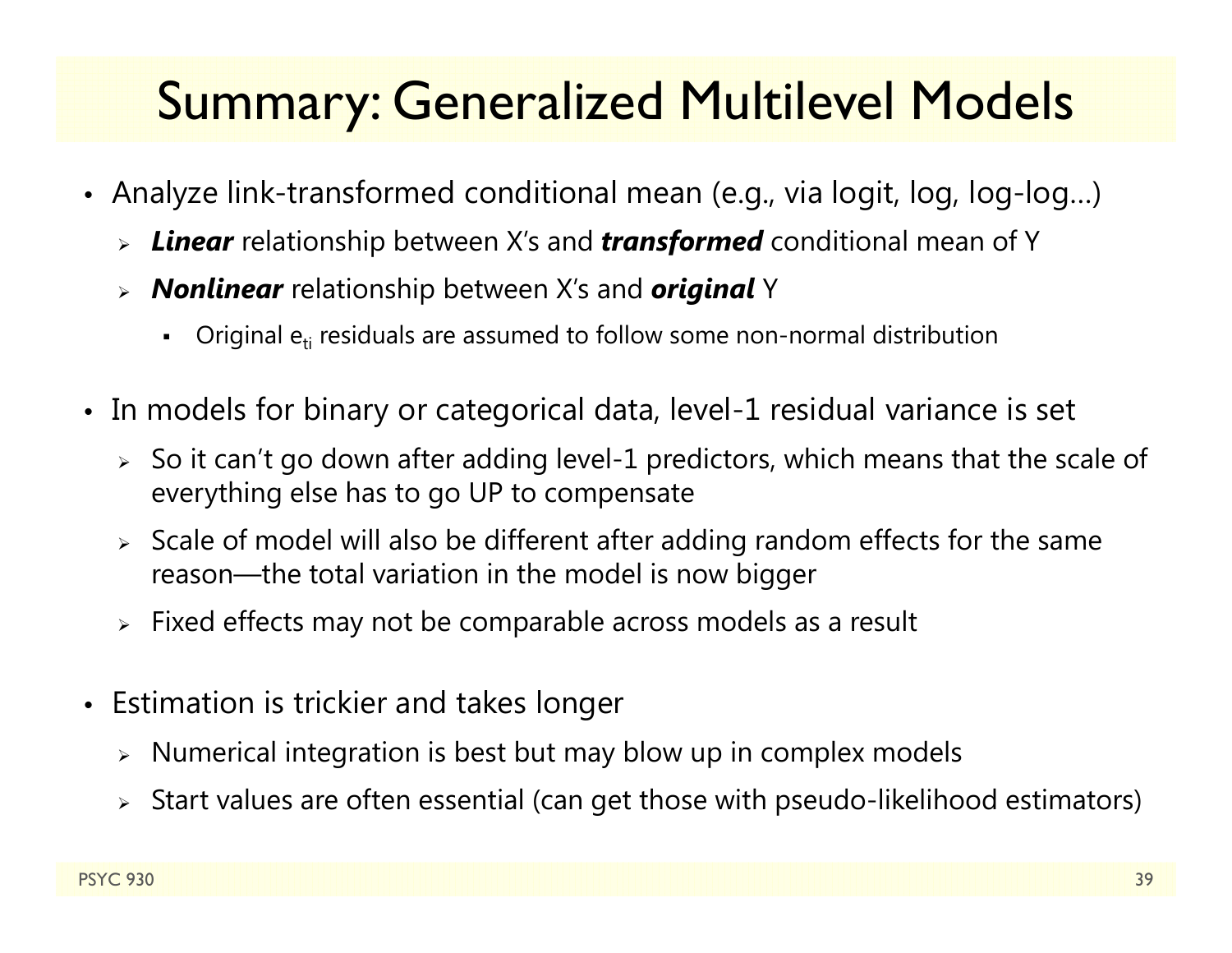# Summary: Generalized Multilevel Models

- Analyze link-transformed conditional mean (e.g., via logit, log, log-log…)
  - ***Linear*** relationship between X's and ***transformed*** conditional mean of Y
  - ***Nonlinear*** relationship between X's and ***original*** Y
    - Original $e_{ti}$ residuals are assumed to follow some non-normal distribution

- In models for binary or categorical data, level-1 residual variance is set
  - So it can't go down after adding level-1 predictors, which means that the scale of everything else has to go UP to compensate
  - Scale of model will also be different after adding random effects for the same reason—the total variation in the model is now bigger
  - Fixed effects may not be comparable across models as a result

- Estimation is trickier and takes longer
  - Numerical integration is best but may blow up in complex models
  - Start values are often essential (can get those with pseudo-likelihood estimators)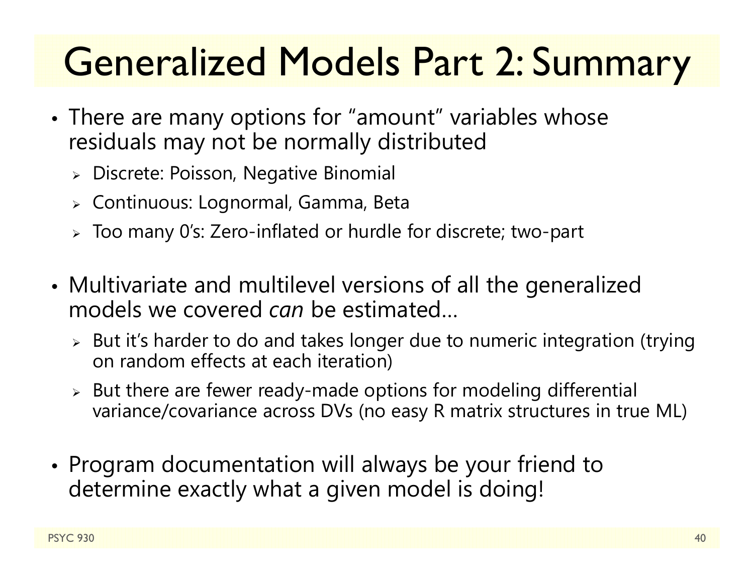# Generalized Models Part 2: Summary

- There are many options for "amount" variables whose residuals may not be normally distributed
  - Discrete: Poisson, Negative Binomial
  - Continuous: Lognormal, Gamma, Beta
  - Too many 0's: Zero-inflated or hurdle for discrete; two-part
- Multivariate and multilevel versions of all the generalized models we covered *can* be estimated…
  - But it's harder to do and takes longer due to numeric integration (trying on random effects at each iteration)
  - But there are fewer ready-made options for modeling differential variance/covariance across DVs (no easy R matrix structures in true ML)
- Program documentation will always be your friend to determine exactly what a given model is doing!